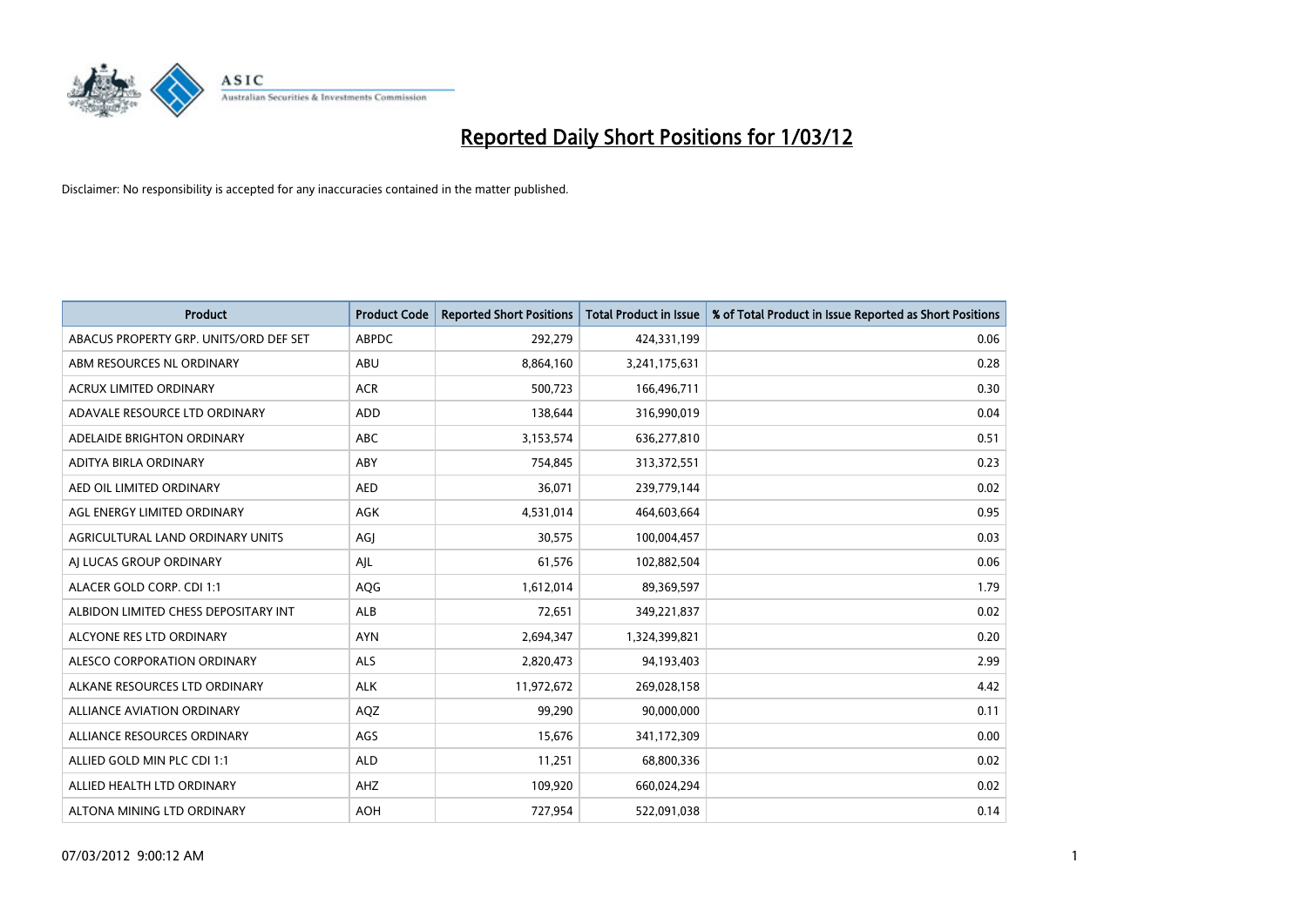# Reported Daily Short Positions for 1/03/12

Disclaimer: No responsibility is accepted for any inaccuracies contained in the matter published.

| Product | Product Code | Reported Short Positions | Total Product in Issue | % of Total Product in Issue Reported as Short Positions |
|---|---|---|---|---|
| ABACUS PROPERTY GRP. UNITS/ORD DEF SET | ABPDC | 292,279 | 424,331,199 | 0.06 |
| ABM RESOURCES NL ORDINARY | ABU | 8,864,160 | 3,241,175,631 | 0.28 |
| ACRUX LIMITED ORDINARY | ACR | 500,723 | 166,496,711 | 0.30 |
| ADAVALE RESOURCE LTD ORDINARY | ADD | 138,644 | 316,990,019 | 0.04 |
| ADELAIDE BRIGHTON ORDINARY | ABC | 3,153,574 | 636,277,810 | 0.51 |
| ADITYA BIRLA ORDINARY | ABY | 754,845 | 313,372,551 | 0.23 |
| AED OIL LIMITED ORDINARY | AED | 36,071 | 239,779,144 | 0.02 |
| AGL ENERGY LIMITED ORDINARY | AGK | 4,531,014 | 464,603,664 | 0.95 |
| AGRICULTURAL LAND ORDINARY UNITS | AGJ | 30,575 | 100,004,457 | 0.03 |
| AJ LUCAS GROUP ORDINARY | AJL | 61,576 | 102,882,504 | 0.06 |
| ALACER GOLD CORP. CDI 1:1 | AQG | 1,612,014 | 89,369,597 | 1.79 |
| ALBIDON LIMITED CHESS DEPOSITARY INT | ALB | 72,651 | 349,221,837 | 0.02 |
| ALCYONE RES LTD ORDINARY | AYN | 2,694,347 | 1,324,399,821 | 0.20 |
| ALESCO CORPORATION ORDINARY | ALS | 2,820,473 | 94,193,403 | 2.99 |
| ALKANE RESOURCES LTD ORDINARY | ALK | 11,972,672 | 269,028,158 | 4.42 |
| ALLIANCE AVIATION ORDINARY | AQZ | 99,290 | 90,000,000 | 0.11 |
| ALLIANCE RESOURCES ORDINARY | AGS | 15,676 | 341,172,309 | 0.00 |
| ALLIED GOLD MIN PLC CDI 1:1 | ALD | 11,251 | 68,800,336 | 0.02 |
| ALLIED HEALTH LTD ORDINARY | AHZ | 109,920 | 660,024,294 | 0.02 |
| ALTONA MINING LTD ORDINARY | AOH | 727,954 | 522,091,038 | 0.14 |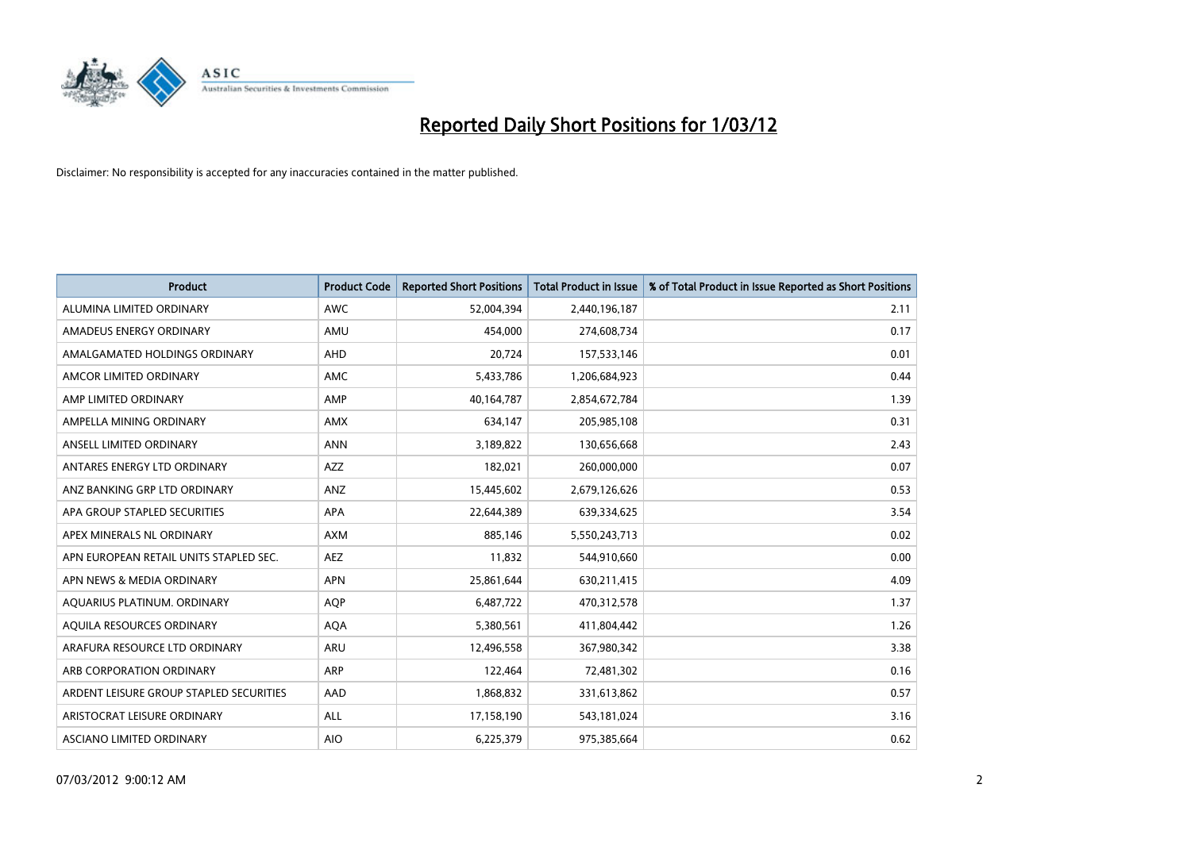# Reported Daily Short Positions for 1/03/12

Disclaimer: No responsibility is accepted for any inaccuracies contained in the matter published.

| Product | Product Code | Reported Short Positions | Total Product in Issue | % of Total Product in Issue Reported as Short Positions |
|---|---|---|---|---|
| ALUMINA LIMITED ORDINARY | AWC | 52,004,394 | 2,440,196,187 | 2.11 |
| AMADEUS ENERGY ORDINARY | AMU | 454,000 | 274,608,734 | 0.17 |
| AMALGAMATED HOLDINGS ORDINARY | AHD | 20,724 | 157,533,146 | 0.01 |
| AMCOR LIMITED ORDINARY | AMC | 5,433,786 | 1,206,684,923 | 0.44 |
| AMP LIMITED ORDINARY | AMP | 40,164,787 | 2,854,672,784 | 1.39 |
| AMPELLA MINING ORDINARY | AMX | 634,147 | 205,985,108 | 0.31 |
| ANSELL LIMITED ORDINARY | ANN | 3,189,822 | 130,656,668 | 2.43 |
| ANTARES ENERGY LTD ORDINARY | AZZ | 182,021 | 260,000,000 | 0.07 |
| ANZ BANKING GRP LTD ORDINARY | ANZ | 15,445,602 | 2,679,126,626 | 0.53 |
| APA GROUP STAPLED SECURITIES | APA | 22,644,389 | 639,334,625 | 3.54 |
| APEX MINERALS NL ORDINARY | AXM | 885,146 | 5,550,243,713 | 0.02 |
| APN EUROPEAN RETAIL UNITS STAPLED SEC. | AEZ | 11,832 | 544,910,660 | 0.00 |
| APN NEWS & MEDIA ORDINARY | APN | 25,861,644 | 630,211,415 | 4.09 |
| AQUARIUS PLATINUM. ORDINARY | AQP | 6,487,722 | 470,312,578 | 1.37 |
| AQUILA RESOURCES ORDINARY | AQA | 5,380,561 | 411,804,442 | 1.26 |
| ARAFURA RESOURCE LTD ORDINARY | ARU | 12,496,558 | 367,980,342 | 3.38 |
| ARB CORPORATION ORDINARY | ARP | 122,464 | 72,481,302 | 0.16 |
| ARDENT LEISURE GROUP STAPLED SECURITIES | AAD | 1,868,832 | 331,613,862 | 0.57 |
| ARISTOCRAT LEISURE ORDINARY | ALL | 17,158,190 | 543,181,024 | 3.16 |
| ASCIANO LIMITED ORDINARY | AIO | 6,225,379 | 975,385,664 | 0.62 |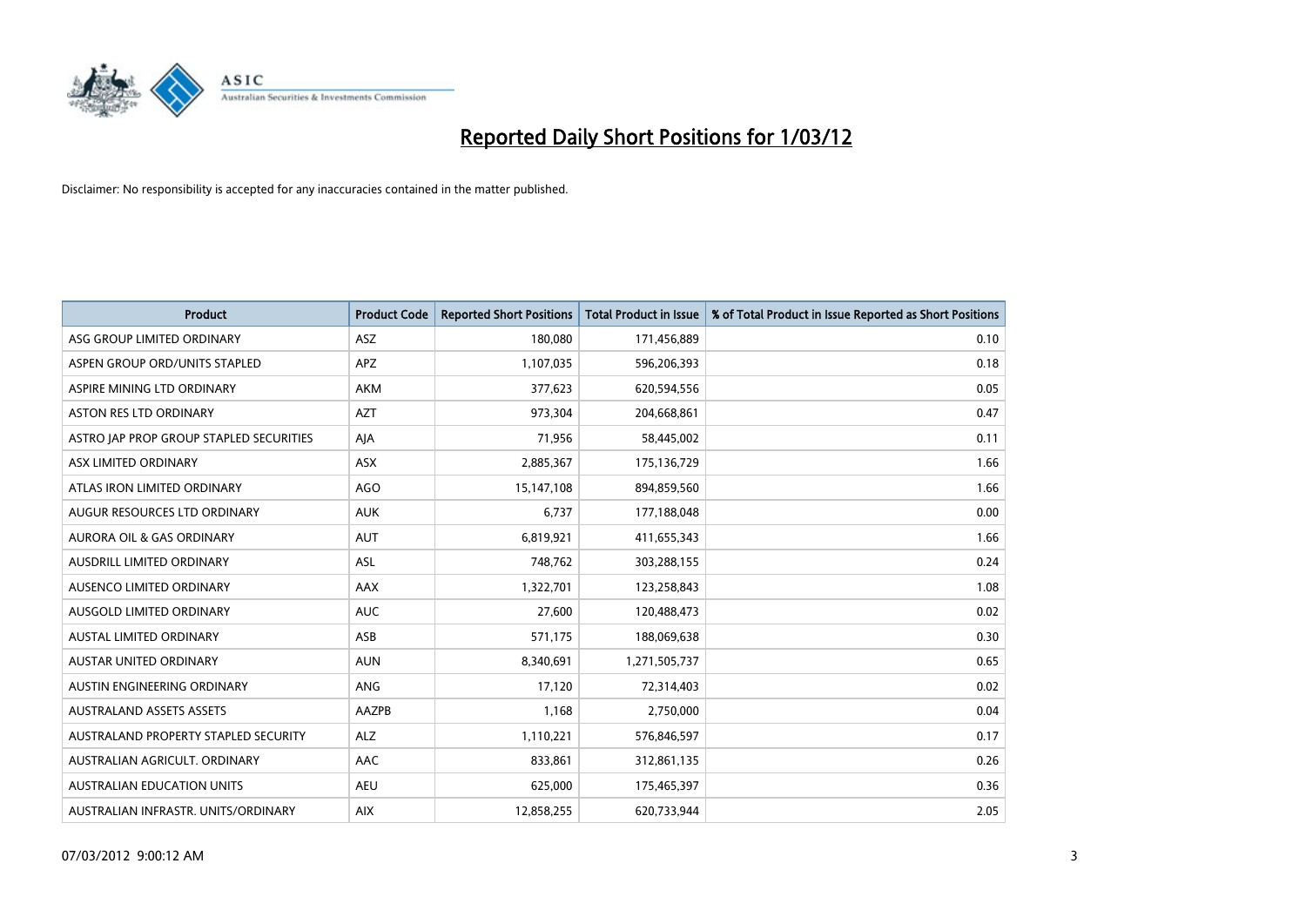# Reported Daily Short Positions for 1/03/12

Disclaimer: No responsibility is accepted for any inaccuracies contained in the matter published.

| Product | Product Code | Reported Short Positions | Total Product in Issue | % of Total Product in Issue Reported as Short Positions |
|---|---|---|---|---|
| ASG GROUP LIMITED ORDINARY | ASZ | 180,080 | 171,456,889 | 0.10 |
| ASPEN GROUP ORD/UNITS STAPLED | APZ | 1,107,035 | 596,206,393 | 0.18 |
| ASPIRE MINING LTD ORDINARY | AKM | 377,623 | 620,594,556 | 0.05 |
| ASTON RES LTD ORDINARY | AZT | 973,304 | 204,668,861 | 0.47 |
| ASTRO JAP PROP GROUP STAPLED SECURITIES | AJA | 71,956 | 58,445,002 | 0.11 |
| ASX LIMITED ORDINARY | ASX | 2,885,367 | 175,136,729 | 1.66 |
| ATLAS IRON LIMITED ORDINARY | AGO | 15,147,108 | 894,859,560 | 1.66 |
| AUGUR RESOURCES LTD ORDINARY | AUK | 6,737 | 177,188,048 | 0.00 |
| AURORA OIL & GAS ORDINARY | AUT | 6,819,921 | 411,655,343 | 1.66 |
| AUSDRILL LIMITED ORDINARY | ASL | 748,762 | 303,288,155 | 0.24 |
| AUSENCO LIMITED ORDINARY | AAX | 1,322,701 | 123,258,843 | 1.08 |
| AUSGOLD LIMITED ORDINARY | AUC | 27,600 | 120,488,473 | 0.02 |
| AUSTAL LIMITED ORDINARY | ASB | 571,175 | 188,069,638 | 0.30 |
| AUSTAR UNITED ORDINARY | AUN | 8,340,691 | 1,271,505,737 | 0.65 |
| AUSTIN ENGINEERING ORDINARY | ANG | 17,120 | 72,314,403 | 0.02 |
| AUSTRALAND ASSETS ASSETS | AAZPB | 1,168 | 2,750,000 | 0.04 |
| AUSTRALAND PROPERTY STAPLED SECURITY | ALZ | 1,110,221 | 576,846,597 | 0.17 |
| AUSTRALIAN AGRICULT. ORDINARY | AAC | 833,861 | 312,861,135 | 0.26 |
| AUSTRALIAN EDUCATION UNITS | AEU | 625,000 | 175,465,397 | 0.36 |
| AUSTRALIAN INFRASTR. UNITS/ORDINARY | AIX | 12,858,255 | 620,733,944 | 2.05 |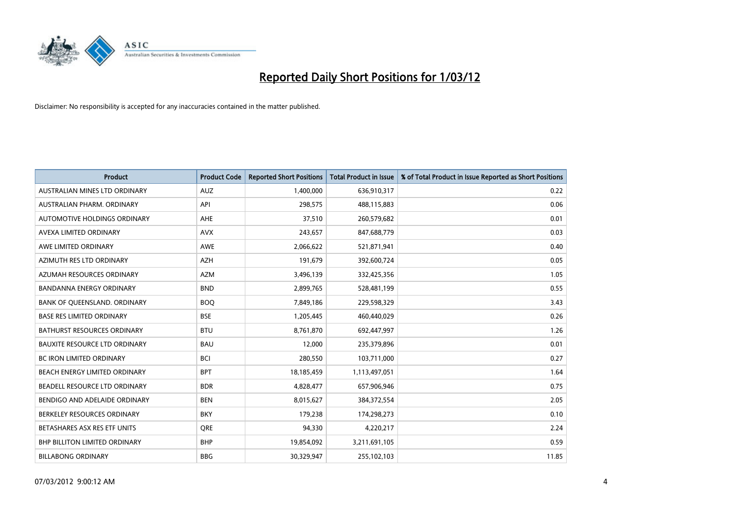# Reported Daily Short Positions for 1/03/12

Disclaimer: No responsibility is accepted for any inaccuracies contained in the matter published.

| Product | Product Code | Reported Short Positions | Total Product in Issue | % of Total Product in Issue Reported as Short Positions |
|---|---|---|---|---|
| AUSTRALIAN MINES LTD ORDINARY | AUZ | 1,400,000 | 636,910,317 | 0.22 |
| AUSTRALIAN PHARM. ORDINARY | API | 298,575 | 488,115,883 | 0.06 |
| AUTOMOTIVE HOLDINGS ORDINARY | AHE | 37,510 | 260,579,682 | 0.01 |
| AVEXA LIMITED ORDINARY | AVX | 243,657 | 847,688,779 | 0.03 |
| AWE LIMITED ORDINARY | AWE | 2,066,622 | 521,871,941 | 0.40 |
| AZIMUTH RES LTD ORDINARY | AZH | 191,679 | 392,600,724 | 0.05 |
| AZUMAH RESOURCES ORDINARY | AZM | 3,496,139 | 332,425,356 | 1.05 |
| BANDANNA ENERGY ORDINARY | BND | 2,899,765 | 528,481,199 | 0.55 |
| BANK OF QUEENSLAND. ORDINARY | BOQ | 7,849,186 | 229,598,329 | 3.43 |
| BASE RES LIMITED ORDINARY | BSE | 1,205,445 | 460,440,029 | 0.26 |
| BATHURST RESOURCES ORDINARY | BTU | 8,761,870 | 692,447,997 | 1.26 |
| BAUXITE RESOURCE LTD ORDINARY | BAU | 12,000 | 235,379,896 | 0.01 |
| BC IRON LIMITED ORDINARY | BCI | 280,550 | 103,711,000 | 0.27 |
| BEACH ENERGY LIMITED ORDINARY | BPT | 18,185,459 | 1,113,497,051 | 1.64 |
| BEADELL RESOURCE LTD ORDINARY | BDR | 4,828,477 | 657,906,946 | 0.75 |
| BENDIGO AND ADELAIDE ORDINARY | BEN | 8,015,627 | 384,372,554 | 2.05 |
| BERKELEY RESOURCES ORDINARY | BKY | 179,238 | 174,298,273 | 0.10 |
| BETASHARES ASX RES ETF UNITS | QRE | 94,330 | 4,220,217 | 2.24 |
| BHP BILLITON LIMITED ORDINARY | BHP | 19,854,092 | 3,211,691,105 | 0.59 |
| BILLABONG ORDINARY | BBG | 30,329,947 | 255,102,103 | 11.85 |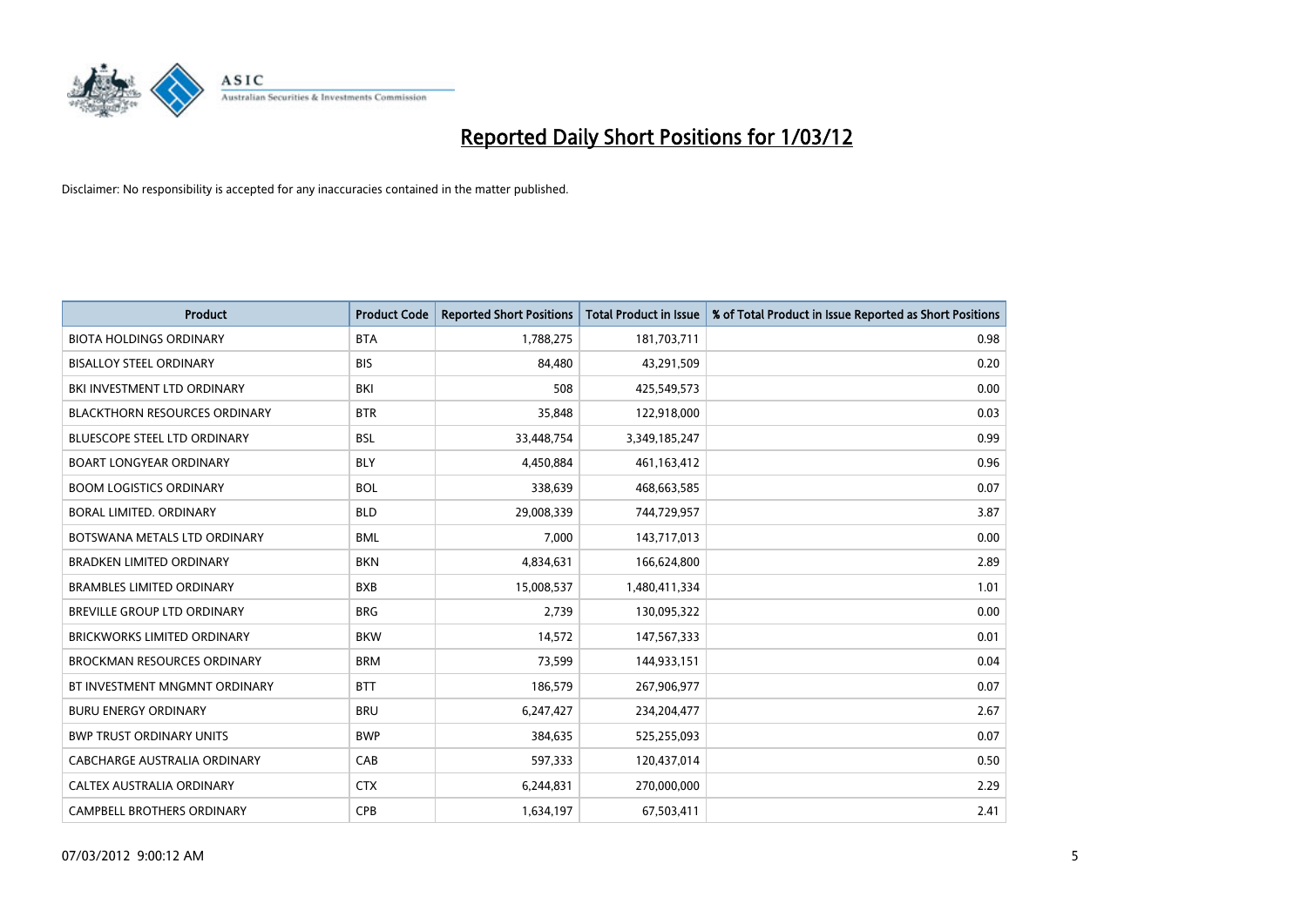# Reported Daily Short Positions for 1/03/12

Disclaimer: No responsibility is accepted for any inaccuracies contained in the matter published.

| Product | Product Code | Reported Short Positions | Total Product in Issue | % of Total Product in Issue Reported as Short Positions |
| --- | --- | --- | --- | --- |
| BIOTA HOLDINGS ORDINARY | BTA | 1,788,275 | 181,703,711 | 0.98 |
| BISALLOY STEEL ORDINARY | BIS | 84,480 | 43,291,509 | 0.20 |
| BKI INVESTMENT LTD ORDINARY | BKI | 508 | 425,549,573 | 0.00 |
| BLACKTHORN RESOURCES ORDINARY | BTR | 35,848 | 122,918,000 | 0.03 |
| BLUESCOPE STEEL LTD ORDINARY | BSL | 33,448,754 | 3,349,185,247 | 0.99 |
| BOART LONGYEAR ORDINARY | BLY | 4,450,884 | 461,163,412 | 0.96 |
| BOOM LOGISTICS ORDINARY | BOL | 338,639 | 468,663,585 | 0.07 |
| BORAL LIMITED. ORDINARY | BLD | 29,008,339 | 744,729,957 | 3.87 |
| BOTSWANA METALS LTD ORDINARY | BML | 7,000 | 143,717,013 | 0.00 |
| BRADKEN LIMITED ORDINARY | BKN | 4,834,631 | 166,624,800 | 2.89 |
| BRAMBLES LIMITED ORDINARY | BXB | 15,008,537 | 1,480,411,334 | 1.01 |
| BREVILLE GROUP LTD ORDINARY | BRG | 2,739 | 130,095,322 | 0.00 |
| BRICKWORKS LIMITED ORDINARY | BKW | 14,572 | 147,567,333 | 0.01 |
| BROCKMAN RESOURCES ORDINARY | BRM | 73,599 | 144,933,151 | 0.04 |
| BT INVESTMENT MNGMNT ORDINARY | BTT | 186,579 | 267,906,977 | 0.07 |
| BURU ENERGY ORDINARY | BRU | 6,247,427 | 234,204,477 | 2.67 |
| BWP TRUST ORDINARY UNITS | BWP | 384,635 | 525,255,093 | 0.07 |
| CABCHARGE AUSTRALIA ORDINARY | CAB | 597,333 | 120,437,014 | 0.50 |
| CALTEX AUSTRALIA ORDINARY | CTX | 6,244,831 | 270,000,000 | 2.29 |
| CAMPBELL BROTHERS ORDINARY | CPB | 1,634,197 | 67,503,411 | 2.41 |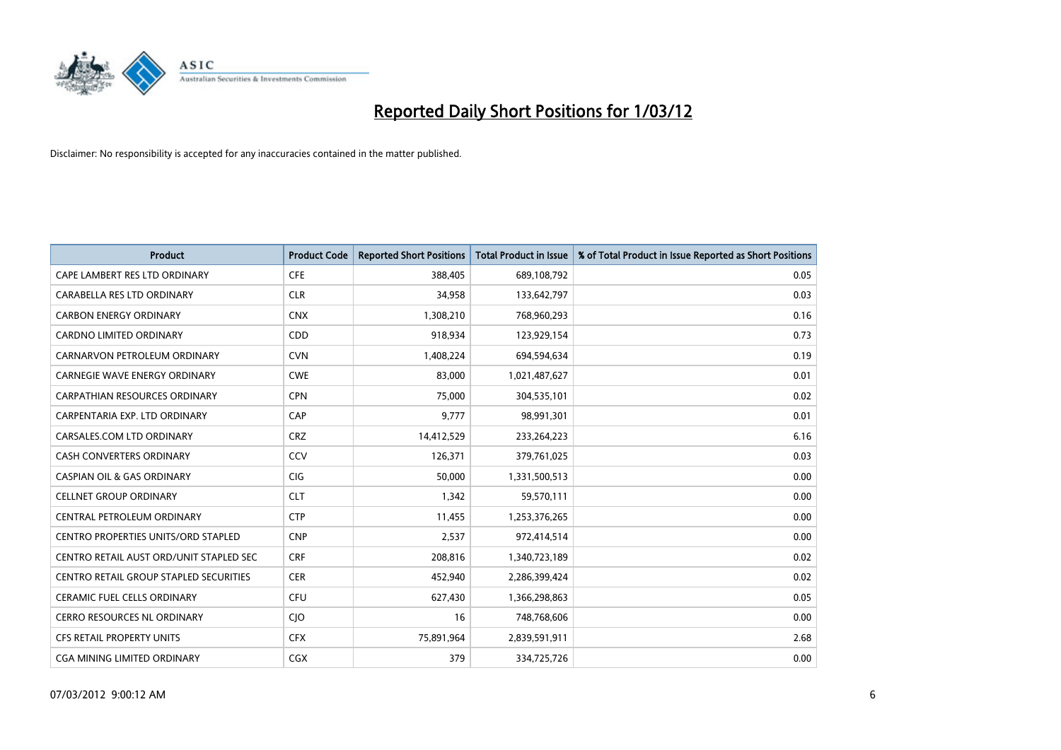# Reported Daily Short Positions for 1/03/12

Disclaimer: No responsibility is accepted for any inaccuracies contained in the matter published.

| Product | Product Code | Reported Short Positions | Total Product in Issue | % of Total Product in Issue Reported as Short Positions |
|---|---|---|---|---|
| CAPE LAMBERT RES LTD ORDINARY | CFE | 388,405 | 689,108,792 | 0.05 |
| CARABELLA RES LTD ORDINARY | CLR | 34,958 | 133,642,797 | 0.03 |
| CARBON ENERGY ORDINARY | CNX | 1,308,210 | 768,960,293 | 0.16 |
| CARDNO LIMITED ORDINARY | CDD | 918,934 | 123,929,154 | 0.73 |
| CARNARVON PETROLEUM ORDINARY | CVN | 1,408,224 | 694,594,634 | 0.19 |
| CARNEGIE WAVE ENERGY ORDINARY | CWE | 83,000 | 1,021,487,627 | 0.01 |
| CARPATHIAN RESOURCES ORDINARY | CPN | 75,000 | 304,535,101 | 0.02 |
| CARPENTARIA EXP. LTD ORDINARY | CAP | 9,777 | 98,991,301 | 0.01 |
| CARSALES.COM LTD ORDINARY | CRZ | 14,412,529 | 233,264,223 | 6.16 |
| CASH CONVERTERS ORDINARY | CCV | 126,371 | 379,761,025 | 0.03 |
| CASPIAN OIL & GAS ORDINARY | CIG | 50,000 | 1,331,500,513 | 0.00 |
| CELLNET GROUP ORDINARY | CLT | 1,342 | 59,570,111 | 0.00 |
| CENTRAL PETROLEUM ORDINARY | CTP | 11,455 | 1,253,376,265 | 0.00 |
| CENTRO PROPERTIES UNITS/ORD STAPLED | CNP | 2,537 | 972,414,514 | 0.00 |
| CENTRO RETAIL AUST ORD/UNIT STAPLED SEC | CRF | 208,816 | 1,340,723,189 | 0.02 |
| CENTRO RETAIL GROUP STAPLED SECURITIES | CER | 452,940 | 2,286,399,424 | 0.02 |
| CERAMIC FUEL CELLS ORDINARY | CFU | 627,430 | 1,366,298,863 | 0.05 |
| CERRO RESOURCES NL ORDINARY | CJO | 16 | 748,768,606 | 0.00 |
| CFS RETAIL PROPERTY UNITS | CFX | 75,891,964 | 2,839,591,911 | 2.68 |
| CGA MINING LIMITED ORDINARY | CGX | 379 | 334,725,726 | 0.00 |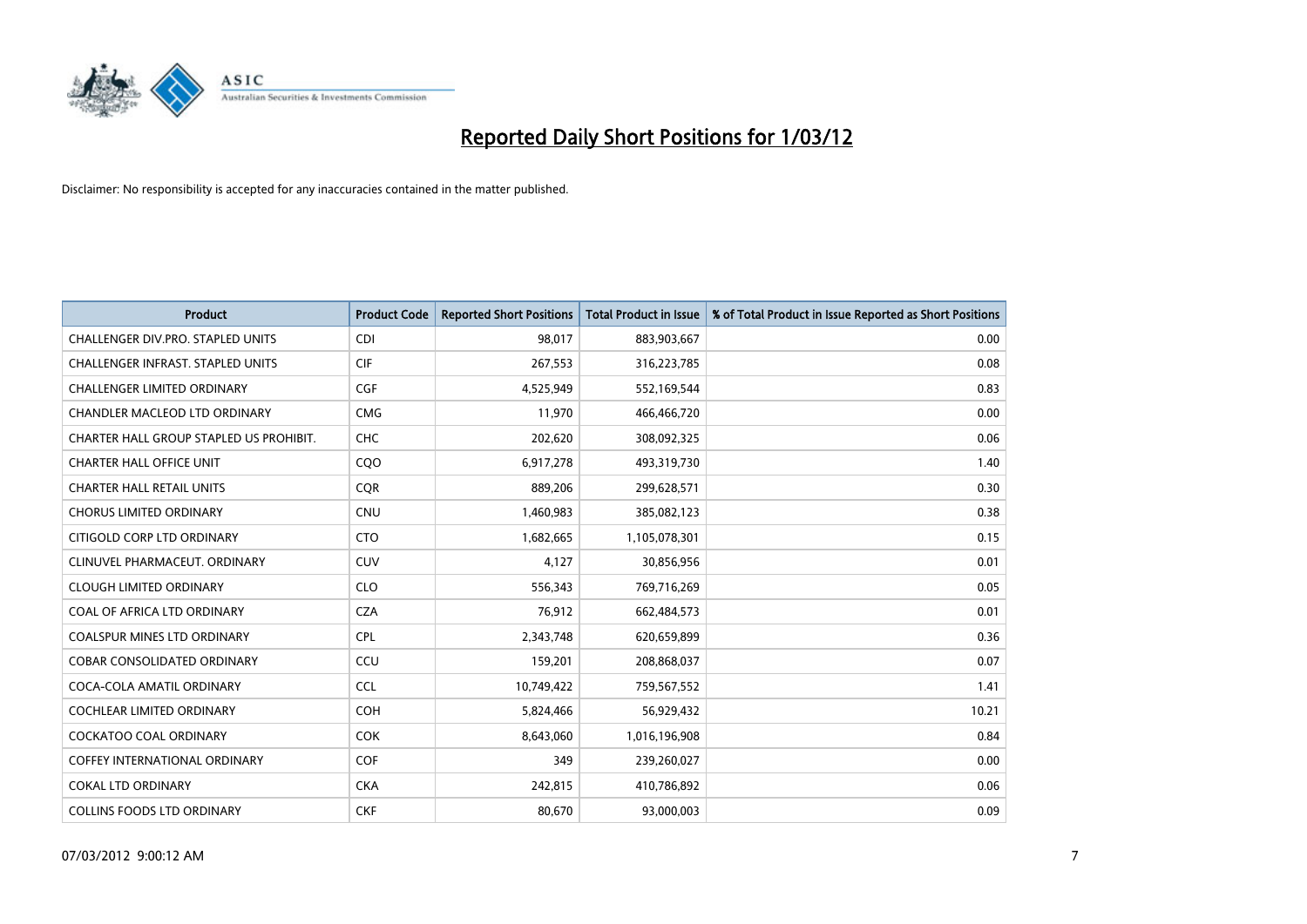# Reported Daily Short Positions for 1/03/12

Disclaimer: No responsibility is accepted for any inaccuracies contained in the matter published.

| Product | Product Code | Reported Short Positions | Total Product in Issue | % of Total Product in Issue Reported as Short Positions |
|---|---|---|---|---|
| CHALLENGER DIV.PRO. STAPLED UNITS | CDI | 98,017 | 883,903,667 | 0.00 |
| CHALLENGER INFRAST. STAPLED UNITS | CIF | 267,553 | 316,223,785 | 0.08 |
| CHALLENGER LIMITED ORDINARY | CGF | 4,525,949 | 552,169,544 | 0.83 |
| CHANDLER MACLEOD LTD ORDINARY | CMG | 11,970 | 466,466,720 | 0.00 |
| CHARTER HALL GROUP STAPLED US PROHIBIT. | CHC | 202,620 | 308,092,325 | 0.06 |
| CHARTER HALL OFFICE UNIT | CQO | 6,917,278 | 493,319,730 | 1.40 |
| CHARTER HALL RETAIL UNITS | CQR | 889,206 | 299,628,571 | 0.30 |
| CHORUS LIMITED ORDINARY | CNU | 1,460,983 | 385,082,123 | 0.38 |
| CITIGOLD CORP LTD ORDINARY | CTO | 1,682,665 | 1,105,078,301 | 0.15 |
| CLINUVEL PHARMACEUT. ORDINARY | CUV | 4,127 | 30,856,956 | 0.01 |
| CLOUGH LIMITED ORDINARY | CLO | 556,343 | 769,716,269 | 0.05 |
| COAL OF AFRICA LTD ORDINARY | CZA | 76,912 | 662,484,573 | 0.01 |
| COALSPUR MINES LTD ORDINARY | CPL | 2,343,748 | 620,659,899 | 0.36 |
| COBAR CONSOLIDATED ORDINARY | CCU | 159,201 | 208,868,037 | 0.07 |
| COCA-COLA AMATIL ORDINARY | CCL | 10,749,422 | 759,567,552 | 1.41 |
| COCHLEAR LIMITED ORDINARY | COH | 5,824,466 | 56,929,432 | 10.21 |
| COCKATOO COAL ORDINARY | COK | 8,643,060 | 1,016,196,908 | 0.84 |
| COFFEY INTERNATIONAL ORDINARY | COF | 349 | 239,260,027 | 0.00 |
| COKAL LTD ORDINARY | CKA | 242,815 | 410,786,892 | 0.06 |
| COLLINS FOODS LTD ORDINARY | CKF | 80,670 | 93,000,003 | 0.09 |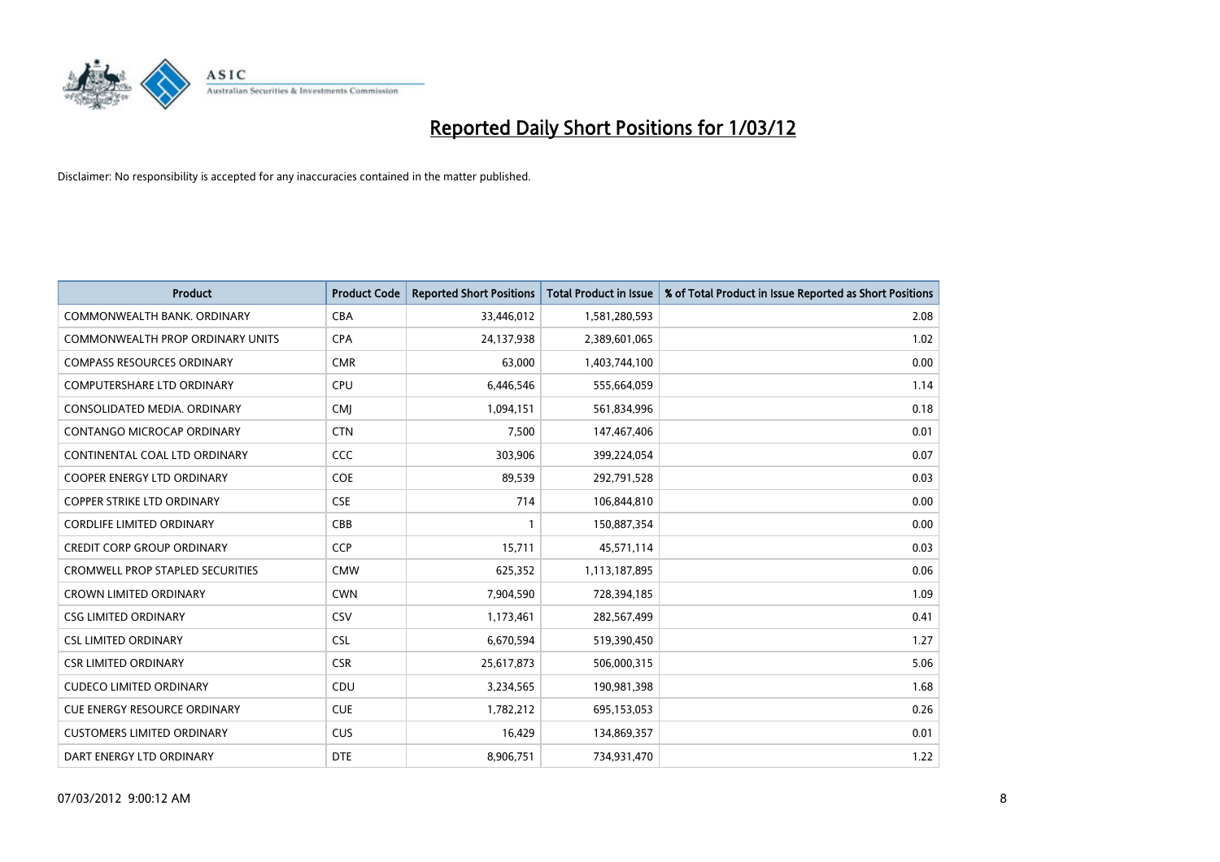# Reported Daily Short Positions for 1/03/12

Disclaimer: No responsibility is accepted for any inaccuracies contained in the matter published.

| Product | Product Code | Reported Short Positions | Total Product in Issue | % of Total Product in Issue Reported as Short Positions |
|---|---|---|---|---|
| COMMONWEALTH BANK. ORDINARY | CBA | 33,446,012 | 1,581,280,593 | 2.08 |
| COMMONWEALTH PROP ORDINARY UNITS | CPA | 24,137,938 | 2,389,601,065 | 1.02 |
| COMPASS RESOURCES ORDINARY | CMR | 63,000 | 1,403,744,100 | 0.00 |
| COMPUTERSHARE LTD ORDINARY | CPU | 6,446,546 | 555,664,059 | 1.14 |
| CONSOLIDATED MEDIA. ORDINARY | CMJ | 1,094,151 | 561,834,996 | 0.18 |
| CONTANGO MICROCAP ORDINARY | CTN | 7,500 | 147,467,406 | 0.01 |
| CONTINENTAL COAL LTD ORDINARY | CCC | 303,906 | 399,224,054 | 0.07 |
| COOPER ENERGY LTD ORDINARY | COE | 89,539 | 292,791,528 | 0.03 |
| COPPER STRIKE LTD ORDINARY | CSE | 714 | 106,844,810 | 0.00 |
| CORDLIFE LIMITED ORDINARY | CBB | 1 | 150,887,354 | 0.00 |
| CREDIT CORP GROUP ORDINARY | CCP | 15,711 | 45,571,114 | 0.03 |
| CROMWELL PROP STAPLED SECURITIES | CMW | 625,352 | 1,113,187,895 | 0.06 |
| CROWN LIMITED ORDINARY | CWN | 7,904,590 | 728,394,185 | 1.09 |
| CSG LIMITED ORDINARY | CSV | 1,173,461 | 282,567,499 | 0.41 |
| CSL LIMITED ORDINARY | CSL | 6,670,594 | 519,390,450 | 1.27 |
| CSR LIMITED ORDINARY | CSR | 25,617,873 | 506,000,315 | 5.06 |
| CUDECO LIMITED ORDINARY | CDU | 3,234,565 | 190,981,398 | 1.68 |
| CUE ENERGY RESOURCE ORDINARY | CUE | 1,782,212 | 695,153,053 | 0.26 |
| CUSTOMERS LIMITED ORDINARY | CUS | 16,429 | 134,869,357 | 0.01 |
| DART ENERGY LTD ORDINARY | DTE | 8,906,751 | 734,931,470 | 1.22 |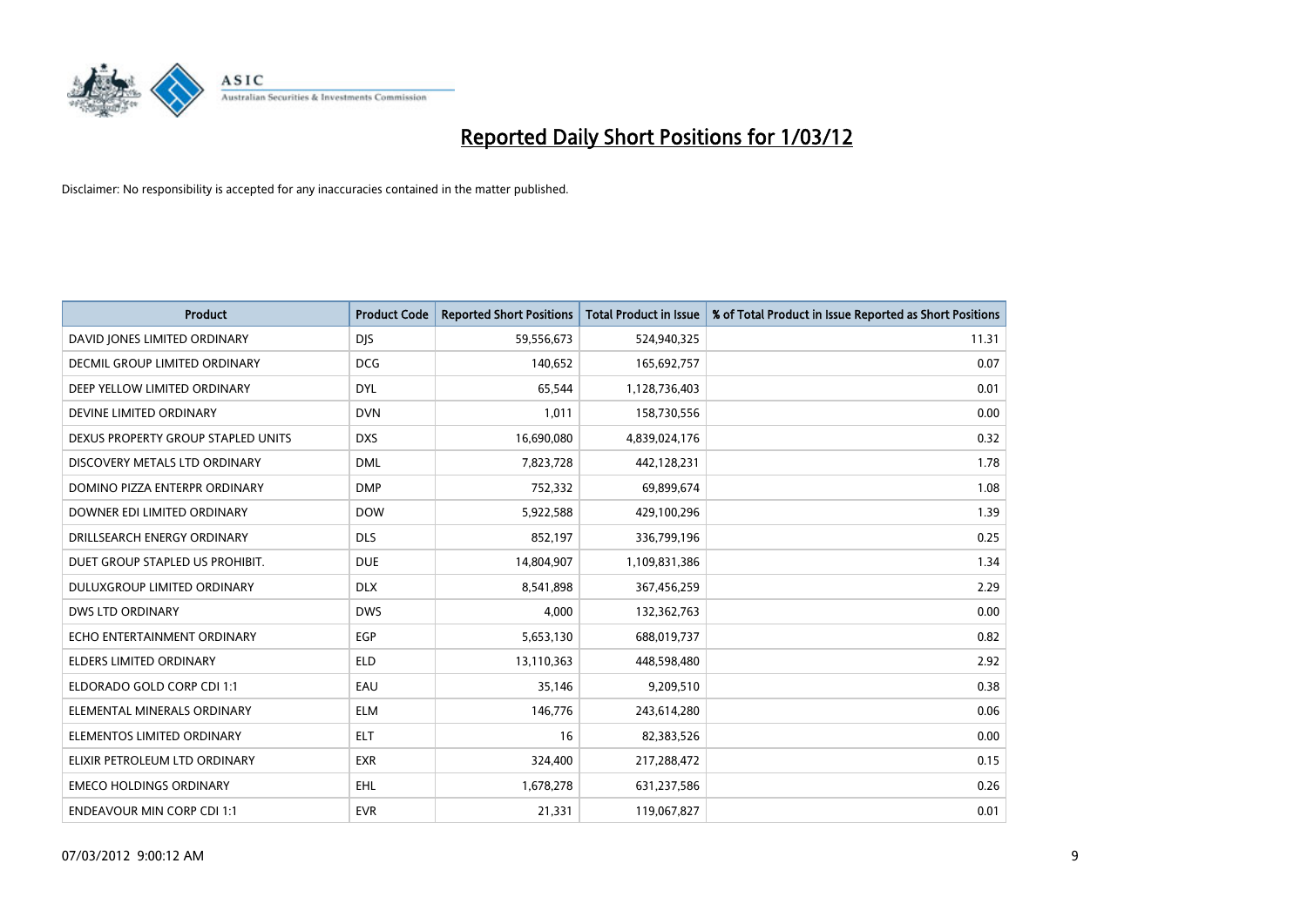# Reported Daily Short Positions for 1/03/12

Disclaimer: No responsibility is accepted for any inaccuracies contained in the matter published.

| Product | Product Code | Reported Short Positions | Total Product in Issue | % of Total Product in Issue Reported as Short Positions |
|---|---|---|---|---|
| DAVID JONES LIMITED ORDINARY | DJS | 59,556,673 | 524,940,325 | 11.31 |
| DECMIL GROUP LIMITED ORDINARY | DCG | 140,652 | 165,692,757 | 0.07 |
| DEEP YELLOW LIMITED ORDINARY | DYL | 65,544 | 1,128,736,403 | 0.01 |
| DEVINE LIMITED ORDINARY | DVN | 1,011 | 158,730,556 | 0.00 |
| DEXUS PROPERTY GROUP STAPLED UNITS | DXS | 16,690,080 | 4,839,024,176 | 0.32 |
| DISCOVERY METALS LTD ORDINARY | DML | 7,823,728 | 442,128,231 | 1.78 |
| DOMINO PIZZA ENTERPR ORDINARY | DMP | 752,332 | 69,899,674 | 1.08 |
| DOWNER EDI LIMITED ORDINARY | DOW | 5,922,588 | 429,100,296 | 1.39 |
| DRILLSEARCH ENERGY ORDINARY | DLS | 852,197 | 336,799,196 | 0.25 |
| DUET GROUP STAPLED US PROHIBIT. | DUE | 14,804,907 | 1,109,831,386 | 1.34 |
| DULUXGROUP LIMITED ORDINARY | DLX | 8,541,898 | 367,456,259 | 2.29 |
| DWS LTD ORDINARY | DWS | 4,000 | 132,362,763 | 0.00 |
| ECHO ENTERTAINMENT ORDINARY | EGP | 5,653,130 | 688,019,737 | 0.82 |
| ELDERS LIMITED ORDINARY | ELD | 13,110,363 | 448,598,480 | 2.92 |
| ELDORADO GOLD CORP CDI 1:1 | EAU | 35,146 | 9,209,510 | 0.38 |
| ELEMENTAL MINERALS ORDINARY | ELM | 146,776 | 243,614,280 | 0.06 |
| ELEMENTOS LIMITED ORDINARY | ELT | 16 | 82,383,526 | 0.00 |
| ELIXIR PETROLEUM LTD ORDINARY | EXR | 324,400 | 217,288,472 | 0.15 |
| EMECO HOLDINGS ORDINARY | EHL | 1,678,278 | 631,237,586 | 0.26 |
| ENDEAVOUR MIN CORP CDI 1:1 | EVR | 21,331 | 119,067,827 | 0.01 |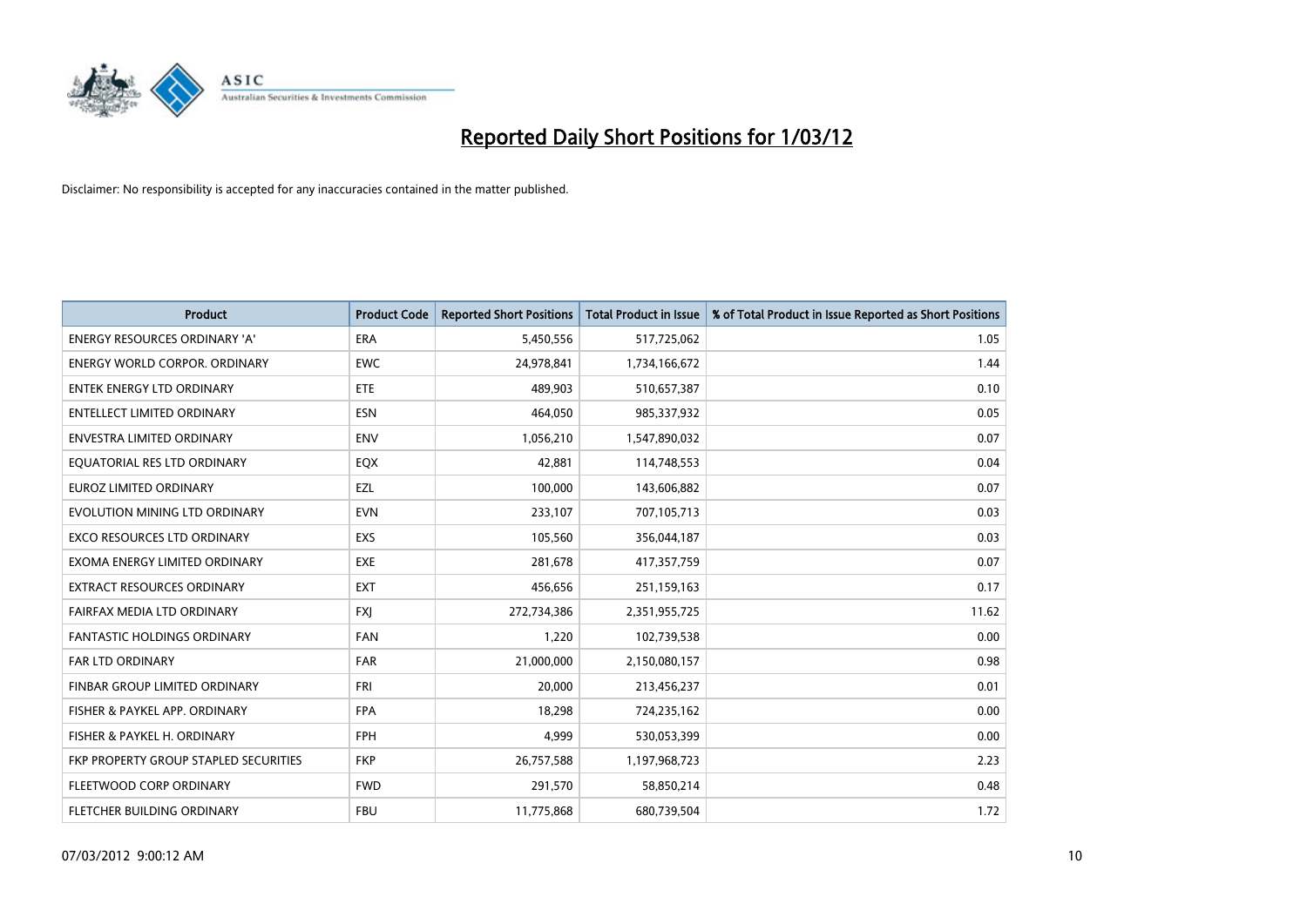# Reported Daily Short Positions for 1/03/12

Disclaimer: No responsibility is accepted for any inaccuracies contained in the matter published.

| Product | Product Code | Reported Short Positions | Total Product in Issue | % of Total Product in Issue Reported as Short Positions |
|---|---|---|---|---|
| ENERGY RESOURCES ORDINARY 'A' | ERA | 5,450,556 | 517,725,062 | 1.05 |
| ENERGY WORLD CORPOR. ORDINARY | EWC | 24,978,841 | 1,734,166,672 | 1.44 |
| ENTEK ENERGY LTD ORDINARY | ETE | 489,903 | 510,657,387 | 0.10 |
| ENTELLECT LIMITED ORDINARY | ESN | 464,050 | 985,337,932 | 0.05 |
| ENVESTRA LIMITED ORDINARY | ENV | 1,056,210 | 1,547,890,032 | 0.07 |
| EQUATORIAL RES LTD ORDINARY | EQX | 42,881 | 114,748,553 | 0.04 |
| EUROZ LIMITED ORDINARY | EZL | 100,000 | 143,606,882 | 0.07 |
| EVOLUTION MINING LTD ORDINARY | EVN | 233,107 | 707,105,713 | 0.03 |
| EXCO RESOURCES LTD ORDINARY | EXS | 105,560 | 356,044,187 | 0.03 |
| EXOMA ENERGY LIMITED ORDINARY | EXE | 281,678 | 417,357,759 | 0.07 |
| EXTRACT RESOURCES ORDINARY | EXT | 456,656 | 251,159,163 | 0.17 |
| FAIRFAX MEDIA LTD ORDINARY | FXJ | 272,734,386 | 2,351,955,725 | 11.62 |
| FANTASTIC HOLDINGS ORDINARY | FAN | 1,220 | 102,739,538 | 0.00 |
| FAR LTD ORDINARY | FAR | 21,000,000 | 2,150,080,157 | 0.98 |
| FINBAR GROUP LIMITED ORDINARY | FRI | 20,000 | 213,456,237 | 0.01 |
| FISHER & PAYKEL APP. ORDINARY | FPA | 18,298 | 724,235,162 | 0.00 |
| FISHER & PAYKEL H. ORDINARY | FPH | 4,999 | 530,053,399 | 0.00 |
| FKP PROPERTY GROUP STAPLED SECURITIES | FKP | 26,757,588 | 1,197,968,723 | 2.23 |
| FLEETWOOD CORP ORDINARY | FWD | 291,570 | 58,850,214 | 0.48 |
| FLETCHER BUILDING ORDINARY | FBU | 11,775,868 | 680,739,504 | 1.72 |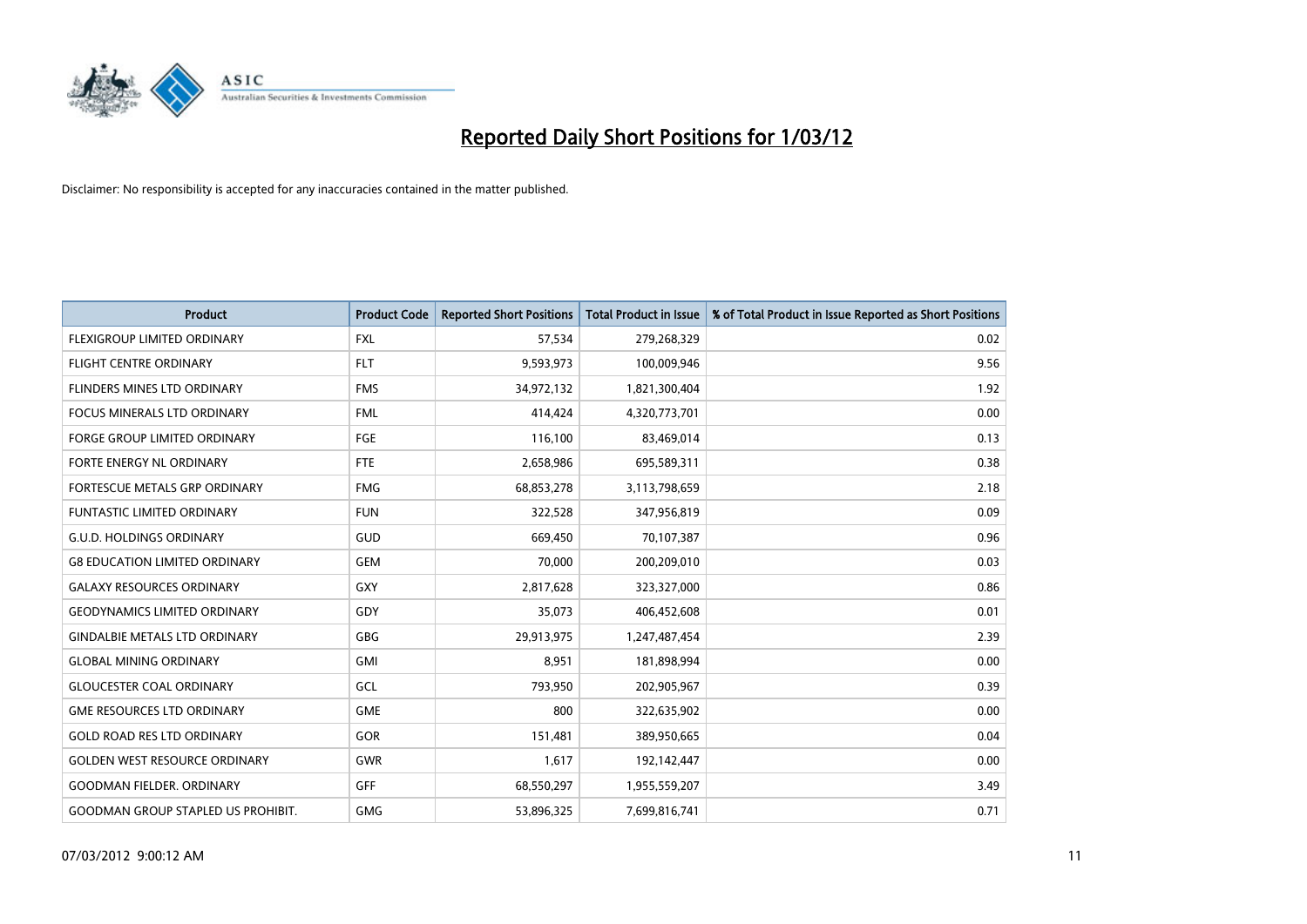# Reported Daily Short Positions for 1/03/12

Disclaimer: No responsibility is accepted for any inaccuracies contained in the matter published.

| Product | Product Code | Reported Short Positions | Total Product in Issue | % of Total Product in Issue Reported as Short Positions |
|---|---|---|---|---|
| FLEXIGROUP LIMITED ORDINARY | FXL | 57,534 | 279,268,329 | 0.02 |
| FLIGHT CENTRE ORDINARY | FLT | 9,593,973 | 100,009,946 | 9.56 |
| FLINDERS MINES LTD ORDINARY | FMS | 34,972,132 | 1,821,300,404 | 1.92 |
| FOCUS MINERALS LTD ORDINARY | FML | 414,424 | 4,320,773,701 | 0.00 |
| FORGE GROUP LIMITED ORDINARY | FGE | 116,100 | 83,469,014 | 0.13 |
| FORTE ENERGY NL ORDINARY | FTE | 2,658,986 | 695,589,311 | 0.38 |
| FORTESCUE METALS GRP ORDINARY | FMG | 68,853,278 | 3,113,798,659 | 2.18 |
| FUNTASTIC LIMITED ORDINARY | FUN | 322,528 | 347,956,819 | 0.09 |
| G.U.D. HOLDINGS ORDINARY | GUD | 669,450 | 70,107,387 | 0.96 |
| G8 EDUCATION LIMITED ORDINARY | GEM | 70,000 | 200,209,010 | 0.03 |
| GALAXY RESOURCES ORDINARY | GXY | 2,817,628 | 323,327,000 | 0.86 |
| GEODYNAMICS LIMITED ORDINARY | GDY | 35,073 | 406,452,608 | 0.01 |
| GINDALBIE METALS LTD ORDINARY | GBG | 29,913,975 | 1,247,487,454 | 2.39 |
| GLOBAL MINING ORDINARY | GMI | 8,951 | 181,898,994 | 0.00 |
| GLOUCESTER COAL ORDINARY | GCL | 793,950 | 202,905,967 | 0.39 |
| GME RESOURCES LTD ORDINARY | GME | 800 | 322,635,902 | 0.00 |
| GOLD ROAD RES LTD ORDINARY | GOR | 151,481 | 389,950,665 | 0.04 |
| GOLDEN WEST RESOURCE ORDINARY | GWR | 1,617 | 192,142,447 | 0.00 |
| GOODMAN FIELDER. ORDINARY | GFF | 68,550,297 | 1,955,559,207 | 3.49 |
| GOODMAN GROUP STAPLED US PROHIBIT. | GMG | 53,896,325 | 7,699,816,741 | 0.71 |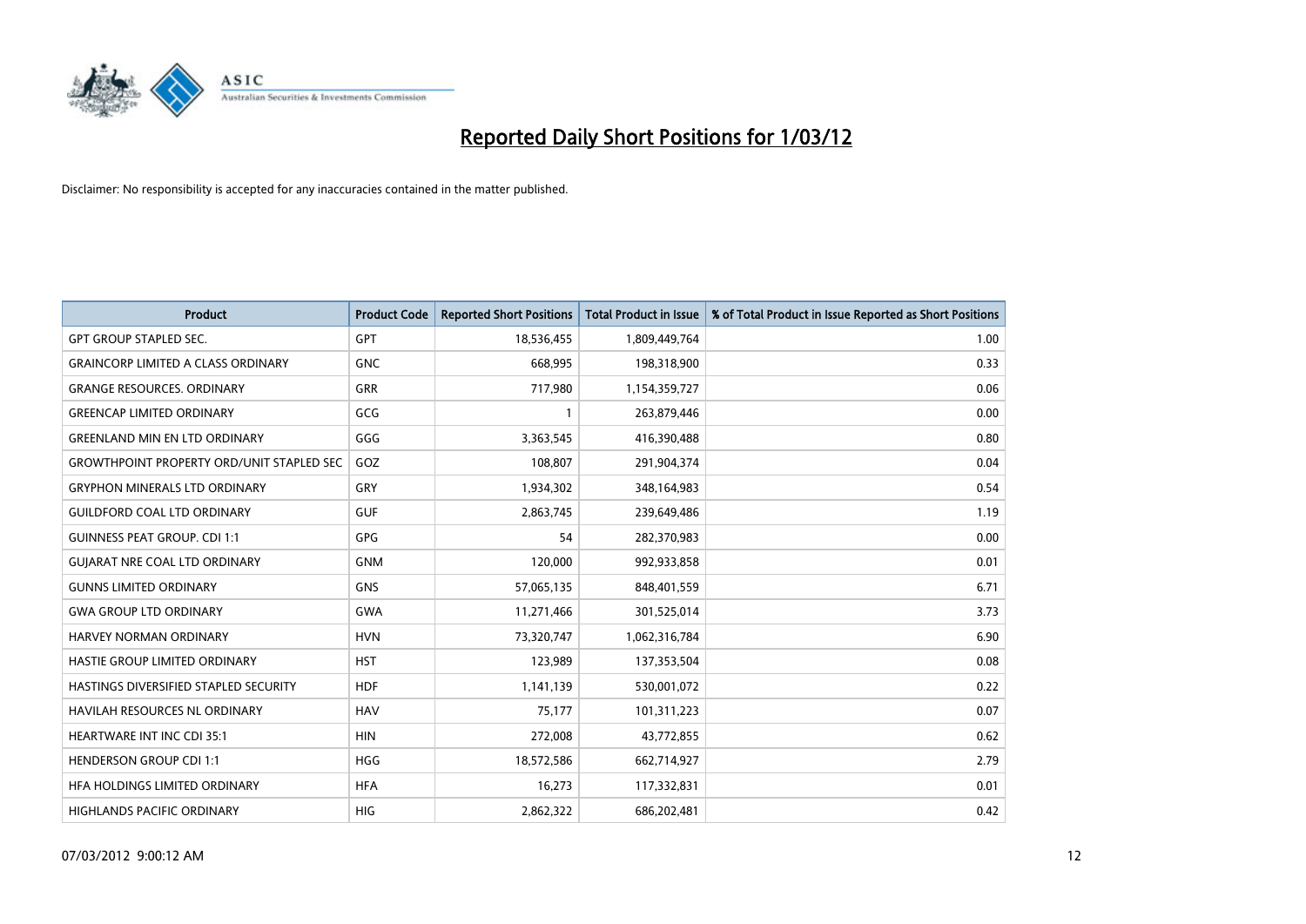# Reported Daily Short Positions for 1/03/12

Disclaimer: No responsibility is accepted for any inaccuracies contained in the matter published.

| Product | Product Code | Reported Short Positions | Total Product in Issue | % of Total Product in Issue Reported as Short Positions |
|---|---|---|---|---|
| GPT GROUP STAPLED SEC. | GPT | 18,536,455 | 1,809,449,764 | 1.00 |
| GRAINCORP LIMITED A CLASS ORDINARY | GNC | 668,995 | 198,318,900 | 0.33 |
| GRANGE RESOURCES. ORDINARY | GRR | 717,980 | 1,154,359,727 | 0.06 |
| GREENCAP LIMITED ORDINARY | GCG | 1 | 263,879,446 | 0.00 |
| GREENLAND MIN EN LTD ORDINARY | GGG | 3,363,545 | 416,390,488 | 0.80 |
| GROWTHPOINT PROPERTY ORD/UNIT STAPLED SEC | GOZ | 108,807 | 291,904,374 | 0.04 |
| GRYPHON MINERALS LTD ORDINARY | GRY | 1,934,302 | 348,164,983 | 0.54 |
| GUILDFORD COAL LTD ORDINARY | GUF | 2,863,745 | 239,649,486 | 1.19 |
| GUINNESS PEAT GROUP. CDI 1:1 | GPG | 54 | 282,370,983 | 0.00 |
| GUJARAT NRE COAL LTD ORDINARY | GNM | 120,000 | 992,933,858 | 0.01 |
| GUNNS LIMITED ORDINARY | GNS | 57,065,135 | 848,401,559 | 6.71 |
| GWA GROUP LTD ORDINARY | GWA | 11,271,466 | 301,525,014 | 3.73 |
| HARVEY NORMAN ORDINARY | HVN | 73,320,747 | 1,062,316,784 | 6.90 |
| HASTIE GROUP LIMITED ORDINARY | HST | 123,989 | 137,353,504 | 0.08 |
| HASTINGS DIVERSIFIED STAPLED SECURITY | HDF | 1,141,139 | 530,001,072 | 0.22 |
| HAVILAH RESOURCES NL ORDINARY | HAV | 75,177 | 101,311,223 | 0.07 |
| HEARTWARE INT INC CDI 35:1 | HIN | 272,008 | 43,772,855 | 0.62 |
| HENDERSON GROUP CDI 1:1 | HGG | 18,572,586 | 662,714,927 | 2.79 |
| HFA HOLDINGS LIMITED ORDINARY | HFA | 16,273 | 117,332,831 | 0.01 |
| HIGHLANDS PACIFIC ORDINARY | HIG | 2,862,322 | 686,202,481 | 0.42 |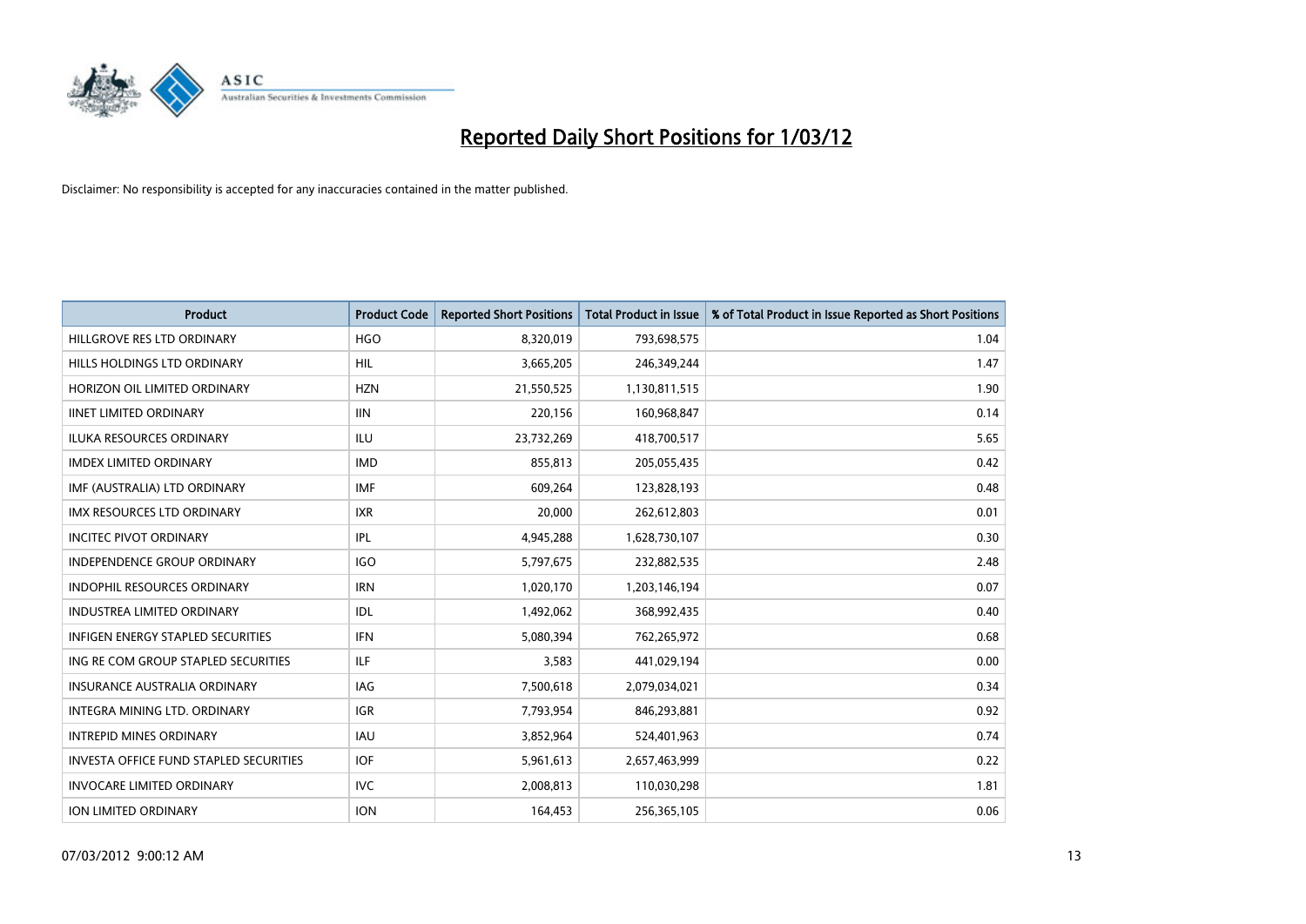# Reported Daily Short Positions for 1/03/12

Disclaimer: No responsibility is accepted for any inaccuracies contained in the matter published.

| Product | Product Code | Reported Short Positions | Total Product in Issue | % of Total Product in Issue Reported as Short Positions |
| --- | --- | --- | --- | --- |
| HILLGROVE RES LTD ORDINARY | HGO | 8,320,019 | 793,698,575 | 1.04 |
| HILLS HOLDINGS LTD ORDINARY | HIL | 3,665,205 | 246,349,244 | 1.47 |
| HORIZON OIL LIMITED ORDINARY | HZN | 21,550,525 | 1,130,811,515 | 1.90 |
| IINET LIMITED ORDINARY | IIN | 220,156 | 160,968,847 | 0.14 |
| ILUKA RESOURCES ORDINARY | ILU | 23,732,269 | 418,700,517 | 5.65 |
| IMDEX LIMITED ORDINARY | IMD | 855,813 | 205,055,435 | 0.42 |
| IMF (AUSTRALIA) LTD ORDINARY | IMF | 609,264 | 123,828,193 | 0.48 |
| IMX RESOURCES LTD ORDINARY | IXR | 20,000 | 262,612,803 | 0.01 |
| INCITEC PIVOT ORDINARY | IPL | 4,945,288 | 1,628,730,107 | 0.30 |
| INDEPENDENCE GROUP ORDINARY | IGO | 5,797,675 | 232,882,535 | 2.48 |
| INDOPHIL RESOURCES ORDINARY | IRN | 1,020,170 | 1,203,146,194 | 0.07 |
| INDUSTREA LIMITED ORDINARY | IDL | 1,492,062 | 368,992,435 | 0.40 |
| INFIGEN ENERGY STAPLED SECURITIES | IFN | 5,080,394 | 762,265,972 | 0.68 |
| ING RE COM GROUP STAPLED SECURITIES | ILF | 3,583 | 441,029,194 | 0.00 |
| INSURANCE AUSTRALIA ORDINARY | IAG | 7,500,618 | 2,079,034,021 | 0.34 |
| INTEGRA MINING LTD. ORDINARY | IGR | 7,793,954 | 846,293,881 | 0.92 |
| INTREPID MINES ORDINARY | IAU | 3,852,964 | 524,401,963 | 0.74 |
| INVESTA OFFICE FUND STAPLED SECURITIES | IOF | 5,961,613 | 2,657,463,999 | 0.22 |
| INVOCARE LIMITED ORDINARY | IVC | 2,008,813 | 110,030,298 | 1.81 |
| ION LIMITED ORDINARY | ION | 164,453 | 256,365,105 | 0.06 |

07/03/2012 9:00:12 AM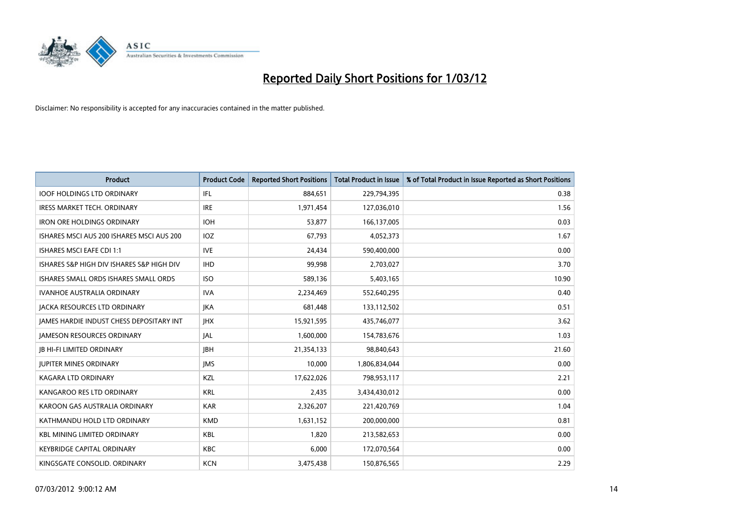# Reported Daily Short Positions for 1/03/12

Disclaimer: No responsibility is accepted for any inaccuracies contained in the matter published.

| Product | Product Code | Reported Short Positions | Total Product in Issue | % of Total Product in Issue Reported as Short Positions |
|---|---|---|---|---|
| IOOF HOLDINGS LTD ORDINARY | IFL | 884,651 | 229,794,395 | 0.38 |
| IRESS MARKET TECH. ORDINARY | IRE | 1,971,454 | 127,036,010 | 1.56 |
| IRON ORE HOLDINGS ORDINARY | IOH | 53,877 | 166,137,005 | 0.03 |
| ISHARES MSCI AUS 200 ISHARES MSCI AUS 200 | IOZ | 67,793 | 4,052,373 | 1.67 |
| ISHARES MSCI EAFE CDI 1:1 | IVE | 24,434 | 590,400,000 | 0.00 |
| ISHARES S&P HIGH DIV ISHARES S&P HIGH DIV | IHD | 99,998 | 2,703,027 | 3.70 |
| ISHARES SMALL ORDS ISHARES SMALL ORDS | ISO | 589,136 | 5,403,165 | 10.90 |
| IVANHOE AUSTRALIA ORDINARY | IVA | 2,234,469 | 552,640,295 | 0.40 |
| JACKA RESOURCES LTD ORDINARY | JKA | 681,448 | 133,112,502 | 0.51 |
| JAMES HARDIE INDUST CHESS DEPOSITARY INT | JHX | 15,921,595 | 435,746,077 | 3.62 |
| JAMESON RESOURCES ORDINARY | JAL | 1,600,000 | 154,783,676 | 1.03 |
| JB HI-FI LIMITED ORDINARY | JBH | 21,354,133 | 98,840,643 | 21.60 |
| JUPITER MINES ORDINARY | JMS | 10,000 | 1,806,834,044 | 0.00 |
| KAGARA LTD ORDINARY | KZL | 17,622,026 | 798,953,117 | 2.21 |
| KANGAROO RES LTD ORDINARY | KRL | 2,435 | 3,434,430,012 | 0.00 |
| KAROON GAS AUSTRALIA ORDINARY | KAR | 2,326,207 | 221,420,769 | 1.04 |
| KATHMANDU HOLD LTD ORDINARY | KMD | 1,631,152 | 200,000,000 | 0.81 |
| KBL MINING LIMITED ORDINARY | KBL | 1,820 | 213,582,653 | 0.00 |
| KEYBRIDGE CAPITAL ORDINARY | KBC | 6,000 | 172,070,564 | 0.00 |
| KINGSGATE CONSOLID. ORDINARY | KCN | 3,475,438 | 150,876,565 | 2.29 |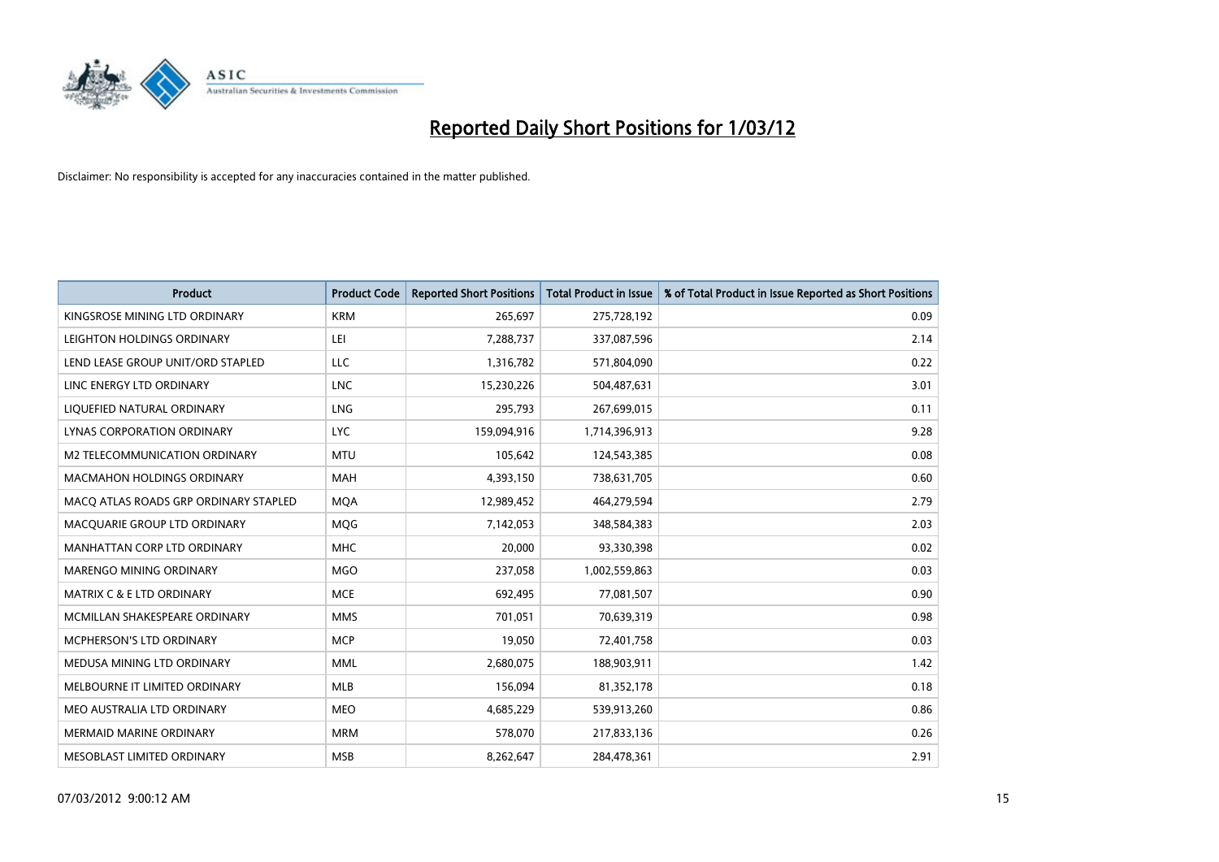# Reported Daily Short Positions for 1/03/12

Disclaimer: No responsibility is accepted for any inaccuracies contained in the matter published.

| Product | Product Code | Reported Short Positions | Total Product in Issue | % of Total Product in Issue Reported as Short Positions |
|---|---|---|---|---|
| KINGSROSE MINING LTD ORDINARY | KRM | 265,697 | 275,728,192 | 0.09 |
| LEIGHTON HOLDINGS ORDINARY | LEI | 7,288,737 | 337,087,596 | 2.14 |
| LEND LEASE GROUP UNIT/ORD STAPLED | LLC | 1,316,782 | 571,804,090 | 0.22 |
| LINC ENERGY LTD ORDINARY | LNC | 15,230,226 | 504,487,631 | 3.01 |
| LIQUEFIED NATURAL ORDINARY | LNG | 295,793 | 267,699,015 | 0.11 |
| LYNAS CORPORATION ORDINARY | LYC | 159,094,916 | 1,714,396,913 | 9.28 |
| M2 TELECOMMUNICATION ORDINARY | MTU | 105,642 | 124,543,385 | 0.08 |
| MACMAHON HOLDINGS ORDINARY | MAH | 4,393,150 | 738,631,705 | 0.60 |
| MACQ ATLAS ROADS GRP ORDINARY STAPLED | MQA | 12,989,452 | 464,279,594 | 2.79 |
| MACQUARIE GROUP LTD ORDINARY | MQG | 7,142,053 | 348,584,383 | 2.03 |
| MANHATTAN CORP LTD ORDINARY | MHC | 20,000 | 93,330,398 | 0.02 |
| MARENGO MINING ORDINARY | MGO | 237,058 | 1,002,559,863 | 0.03 |
| MATRIX C & E LTD ORDINARY | MCE | 692,495 | 77,081,507 | 0.90 |
| MCMILLAN SHAKESPEARE ORDINARY | MMS | 701,051 | 70,639,319 | 0.98 |
| MCPHERSON'S LTD ORDINARY | MCP | 19,050 | 72,401,758 | 0.03 |
| MEDUSA MINING LTD ORDINARY | MML | 2,680,075 | 188,903,911 | 1.42 |
| MELBOURNE IT LIMITED ORDINARY | MLB | 156,094 | 81,352,178 | 0.18 |
| MEO AUSTRALIA LTD ORDINARY | MEO | 4,685,229 | 539,913,260 | 0.86 |
| MERMAID MARINE ORDINARY | MRM | 578,070 | 217,833,136 | 0.26 |
| MESOBLAST LIMITED ORDINARY | MSB | 8,262,647 | 284,478,361 | 2.91 |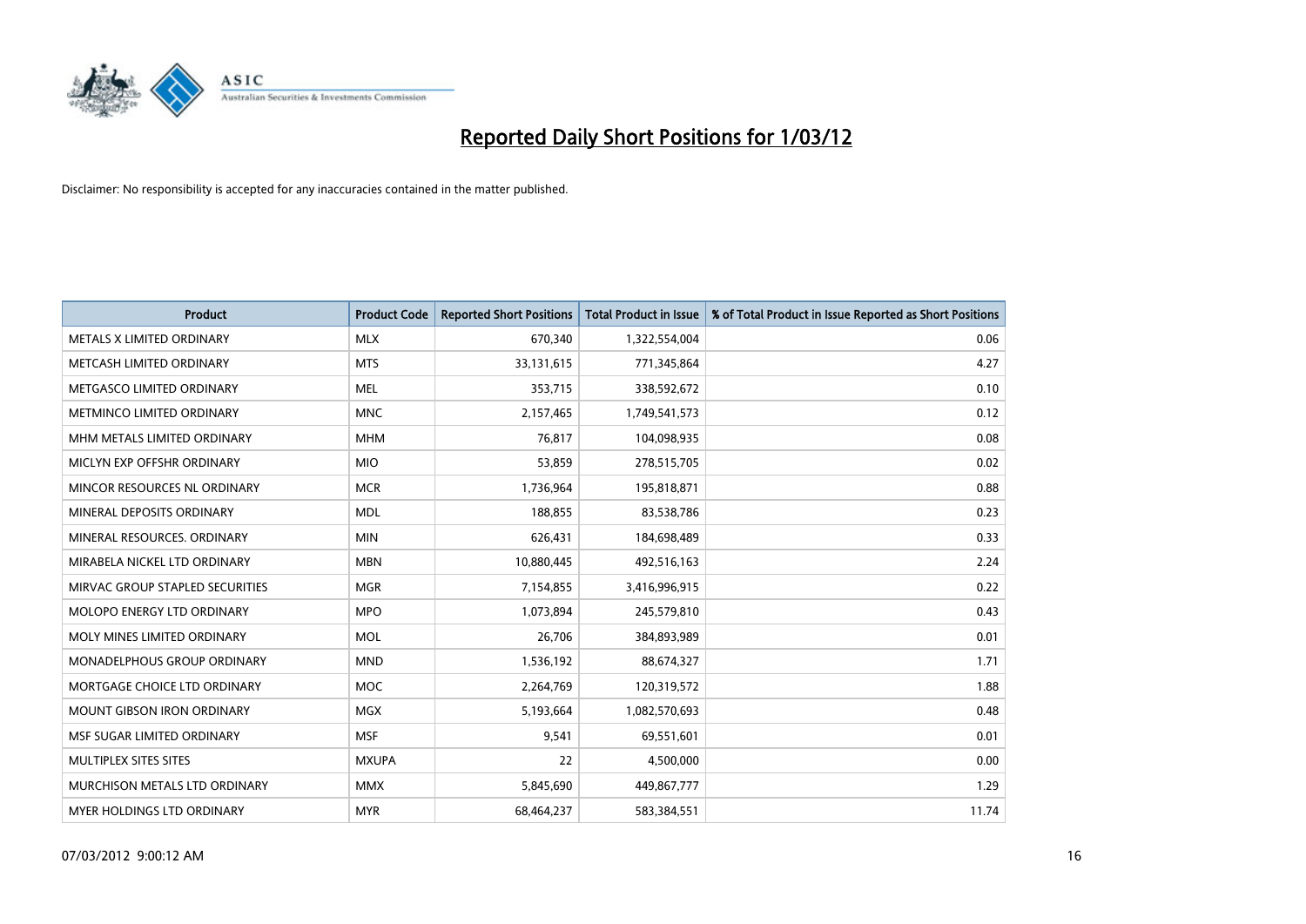# Reported Daily Short Positions for 1/03/12

Disclaimer: No responsibility is accepted for any inaccuracies contained in the matter published.

| Product | Product Code | Reported Short Positions | Total Product in Issue | % of Total Product in Issue Reported as Short Positions |
|---|---|---|---|---|
| METALS X LIMITED ORDINARY | MLX | 670,340 | 1,322,554,004 | 0.06 |
| METCASH LIMITED ORDINARY | MTS | 33,131,615 | 771,345,864 | 4.27 |
| METGASCO LIMITED ORDINARY | MEL | 353,715 | 338,592,672 | 0.10 |
| METMINCO LIMITED ORDINARY | MNC | 2,157,465 | 1,749,541,573 | 0.12 |
| MHM METALS LIMITED ORDINARY | MHM | 76,817 | 104,098,935 | 0.08 |
| MICLYN EXP OFFSHR ORDINARY | MIO | 53,859 | 278,515,705 | 0.02 |
| MINCOR RESOURCES NL ORDINARY | MCR | 1,736,964 | 195,818,871 | 0.88 |
| MINERAL DEPOSITS ORDINARY | MDL | 188,855 | 83,538,786 | 0.23 |
| MINERAL RESOURCES. ORDINARY | MIN | 626,431 | 184,698,489 | 0.33 |
| MIRABELA NICKEL LTD ORDINARY | MBN | 10,880,445 | 492,516,163 | 2.24 |
| MIRVAC GROUP STAPLED SECURITIES | MGR | 7,154,855 | 3,416,996,915 | 0.22 |
| MOLOPO ENERGY LTD ORDINARY | MPO | 1,073,894 | 245,579,810 | 0.43 |
| MOLY MINES LIMITED ORDINARY | MOL | 26,706 | 384,893,989 | 0.01 |
| MONADELPHOUS GROUP ORDINARY | MND | 1,536,192 | 88,674,327 | 1.71 |
| MORTGAGE CHOICE LTD ORDINARY | MOC | 2,264,769 | 120,319,572 | 1.88 |
| MOUNT GIBSON IRON ORDINARY | MGX | 5,193,664 | 1,082,570,693 | 0.48 |
| MSF SUGAR LIMITED ORDINARY | MSF | 9,541 | 69,551,601 | 0.01 |
| MULTIPLEX SITES SITES | MXUPA | 22 | 4,500,000 | 0.00 |
| MURCHISON METALS LTD ORDINARY | MMX | 5,845,690 | 449,867,777 | 1.29 |
| MYER HOLDINGS LTD ORDINARY | MYR | 68,464,237 | 583,384,551 | 11.74 |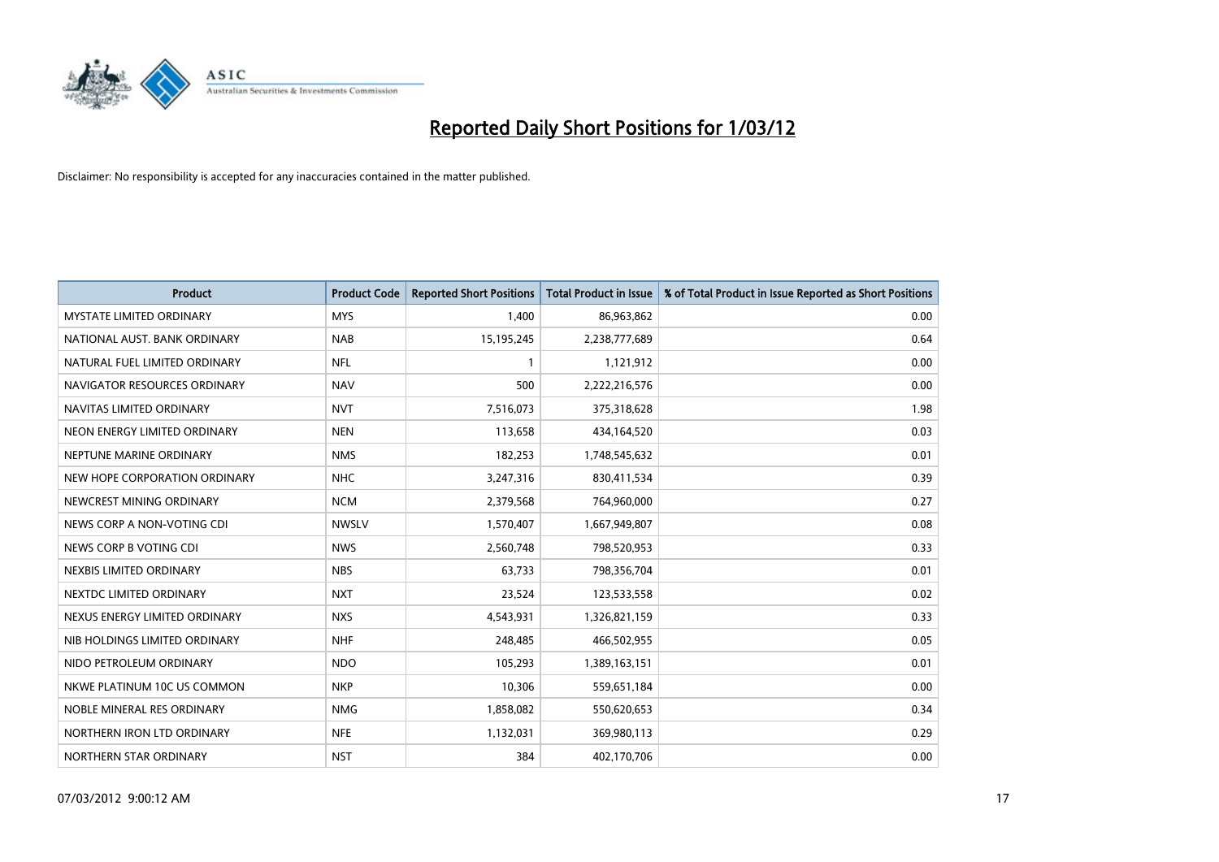# Reported Daily Short Positions for 1/03/12

Disclaimer: No responsibility is accepted for any inaccuracies contained in the matter published.

| Product | Product Code | Reported Short Positions | Total Product in Issue | % of Total Product in Issue Reported as Short Positions |
|---|---|---|---|---|
| MYSTATE LIMITED ORDINARY | MYS | 1,400 | 86,963,862 | 0.00 |
| NATIONAL AUST. BANK ORDINARY | NAB | 15,195,245 | 2,238,777,689 | 0.64 |
| NATURAL FUEL LIMITED ORDINARY | NFL | 1 | 1,121,912 | 0.00 |
| NAVIGATOR RESOURCES ORDINARY | NAV | 500 | 2,222,216,576 | 0.00 |
| NAVITAS LIMITED ORDINARY | NVT | 7,516,073 | 375,318,628 | 1.98 |
| NEON ENERGY LIMITED ORDINARY | NEN | 113,658 | 434,164,520 | 0.03 |
| NEPTUNE MARINE ORDINARY | NMS | 182,253 | 1,748,545,632 | 0.01 |
| NEW HOPE CORPORATION ORDINARY | NHC | 3,247,316 | 830,411,534 | 0.39 |
| NEWCREST MINING ORDINARY | NCM | 2,379,568 | 764,960,000 | 0.27 |
| NEWS CORP A NON-VOTING CDI | NWSLV | 1,570,407 | 1,667,949,807 | 0.08 |
| NEWS CORP B VOTING CDI | NWS | 2,560,748 | 798,520,953 | 0.33 |
| NEXBIS LIMITED ORDINARY | NBS | 63,733 | 798,356,704 | 0.01 |
| NEXTDC LIMITED ORDINARY | NXT | 23,524 | 123,533,558 | 0.02 |
| NEXUS ENERGY LIMITED ORDINARY | NXS | 4,543,931 | 1,326,821,159 | 0.33 |
| NIB HOLDINGS LIMITED ORDINARY | NHF | 248,485 | 466,502,955 | 0.05 |
| NIDO PETROLEUM ORDINARY | NDO | 105,293 | 1,389,163,151 | 0.01 |
| NKWE PLATINUM 10C US COMMON | NKP | 10,306 | 559,651,184 | 0.00 |
| NOBLE MINERAL RES ORDINARY | NMG | 1,858,082 | 550,620,653 | 0.34 |
| NORTHERN IRON LTD ORDINARY | NFE | 1,132,031 | 369,980,113 | 0.29 |
| NORTHERN STAR ORDINARY | NST | 384 | 402,170,706 | 0.00 |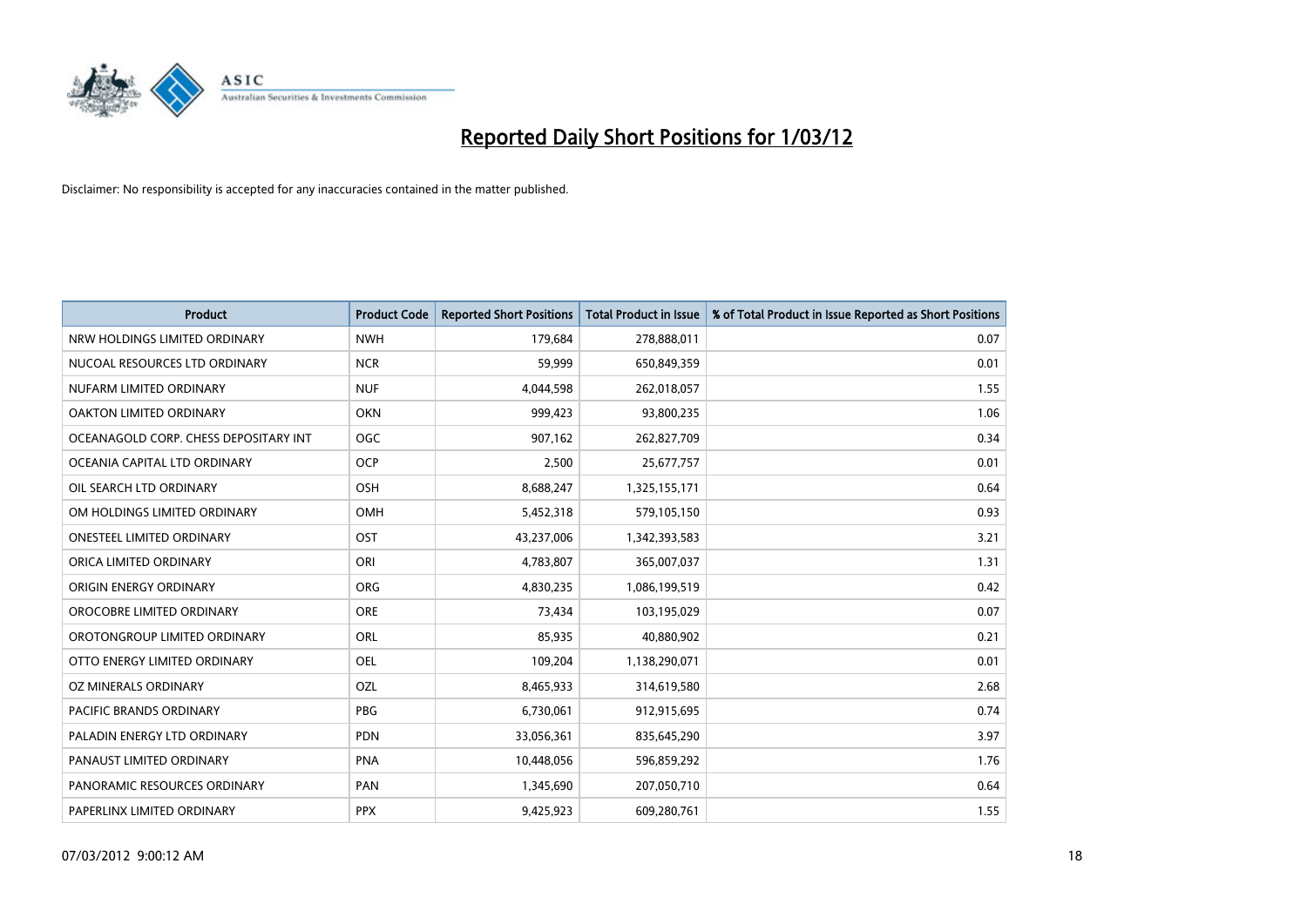# Reported Daily Short Positions for 1/03/12

Disclaimer: No responsibility is accepted for any inaccuracies contained in the matter published.

| Product | Product Code | Reported Short Positions | Total Product in Issue | % of Total Product in Issue Reported as Short Positions |
|---|---|---|---|---|
| NRW HOLDINGS LIMITED ORDINARY | NWH | 179,684 | 278,888,011 | 0.07 |
| NUCOAL RESOURCES LTD ORDINARY | NCR | 59,999 | 650,849,359 | 0.01 |
| NUFARM LIMITED ORDINARY | NUF | 4,044,598 | 262,018,057 | 1.55 |
| OAKTON LIMITED ORDINARY | OKN | 999,423 | 93,800,235 | 1.06 |
| OCEANAGOLD CORP. CHESS DEPOSITARY INT | OGC | 907,162 | 262,827,709 | 0.34 |
| OCEANIA CAPITAL LTD ORDINARY | OCP | 2,500 | 25,677,757 | 0.01 |
| OIL SEARCH LTD ORDINARY | OSH | 8,688,247 | 1,325,155,171 | 0.64 |
| OM HOLDINGS LIMITED ORDINARY | OMH | 5,452,318 | 579,105,150 | 0.93 |
| ONESTEEL LIMITED ORDINARY | OST | 43,237,006 | 1,342,393,583 | 3.21 |
| ORICA LIMITED ORDINARY | ORI | 4,783,807 | 365,007,037 | 1.31 |
| ORIGIN ENERGY ORDINARY | ORG | 4,830,235 | 1,086,199,519 | 0.42 |
| OROCOBRE LIMITED ORDINARY | ORE | 73,434 | 103,195,029 | 0.07 |
| OROTONGROUP LIMITED ORDINARY | ORL | 85,935 | 40,880,902 | 0.21 |
| OTTO ENERGY LIMITED ORDINARY | OEL | 109,204 | 1,138,290,071 | 0.01 |
| OZ MINERALS ORDINARY | OZL | 8,465,933 | 314,619,580 | 2.68 |
| PACIFIC BRANDS ORDINARY | PBG | 6,730,061 | 912,915,695 | 0.74 |
| PALADIN ENERGY LTD ORDINARY | PDN | 33,056,361 | 835,645,290 | 3.97 |
| PANAUST LIMITED ORDINARY | PNA | 10,448,056 | 596,859,292 | 1.76 |
| PANORAMIC RESOURCES ORDINARY | PAN | 1,345,690 | 207,050,710 | 0.64 |
| PAPERLINX LIMITED ORDINARY | PPX | 9,425,923 | 609,280,761 | 1.55 |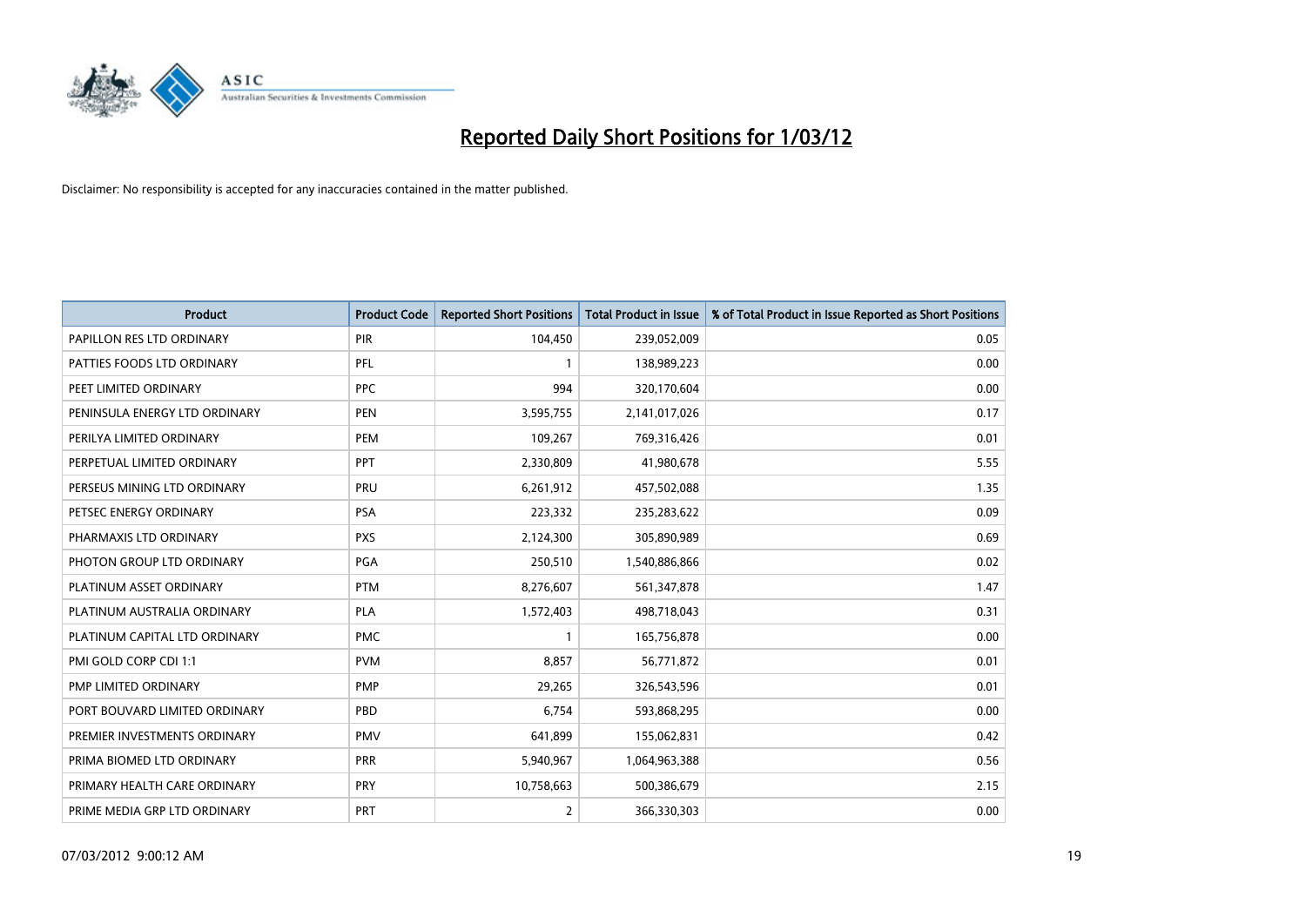# Reported Daily Short Positions for 1/03/12

Disclaimer: No responsibility is accepted for any inaccuracies contained in the matter published.

| Product | Product Code | Reported Short Positions | Total Product in Issue | % of Total Product in Issue Reported as Short Positions |
|---|---|---|---|---|
| PAPILLON RES LTD ORDINARY | PIR | 104,450 | 239,052,009 | 0.05 |
| PATTIES FOODS LTD ORDINARY | PFL | 1 | 138,989,223 | 0.00 |
| PEET LIMITED ORDINARY | PPC | 994 | 320,170,604 | 0.00 |
| PENINSULA ENERGY LTD ORDINARY | PEN | 3,595,755 | 2,141,017,026 | 0.17 |
| PERILYA LIMITED ORDINARY | PEM | 109,267 | 769,316,426 | 0.01 |
| PERPETUAL LIMITED ORDINARY | PPT | 2,330,809 | 41,980,678 | 5.55 |
| PERSEUS MINING LTD ORDINARY | PRU | 6,261,912 | 457,502,088 | 1.35 |
| PETSEC ENERGY ORDINARY | PSA | 223,332 | 235,283,622 | 0.09 |
| PHARMAXIS LTD ORDINARY | PXS | 2,124,300 | 305,890,989 | 0.69 |
| PHOTON GROUP LTD ORDINARY | PGA | 250,510 | 1,540,886,866 | 0.02 |
| PLATINUM ASSET ORDINARY | PTM | 8,276,607 | 561,347,878 | 1.47 |
| PLATINUM AUSTRALIA ORDINARY | PLA | 1,572,403 | 498,718,043 | 0.31 |
| PLATINUM CAPITAL LTD ORDINARY | PMC | 1 | 165,756,878 | 0.00 |
| PMI GOLD CORP CDI 1:1 | PVM | 8,857 | 56,771,872 | 0.01 |
| PMP LIMITED ORDINARY | PMP | 29,265 | 326,543,596 | 0.01 |
| PORT BOUVARD LIMITED ORDINARY | PBD | 6,754 | 593,868,295 | 0.00 |
| PREMIER INVESTMENTS ORDINARY | PMV | 641,899 | 155,062,831 | 0.42 |
| PRIMA BIOMED LTD ORDINARY | PRR | 5,940,967 | 1,064,963,388 | 0.56 |
| PRIMARY HEALTH CARE ORDINARY | PRY | 10,758,663 | 500,386,679 | 2.15 |
| PRIME MEDIA GRP LTD ORDINARY | PRT | 2 | 366,330,303 | 0.00 |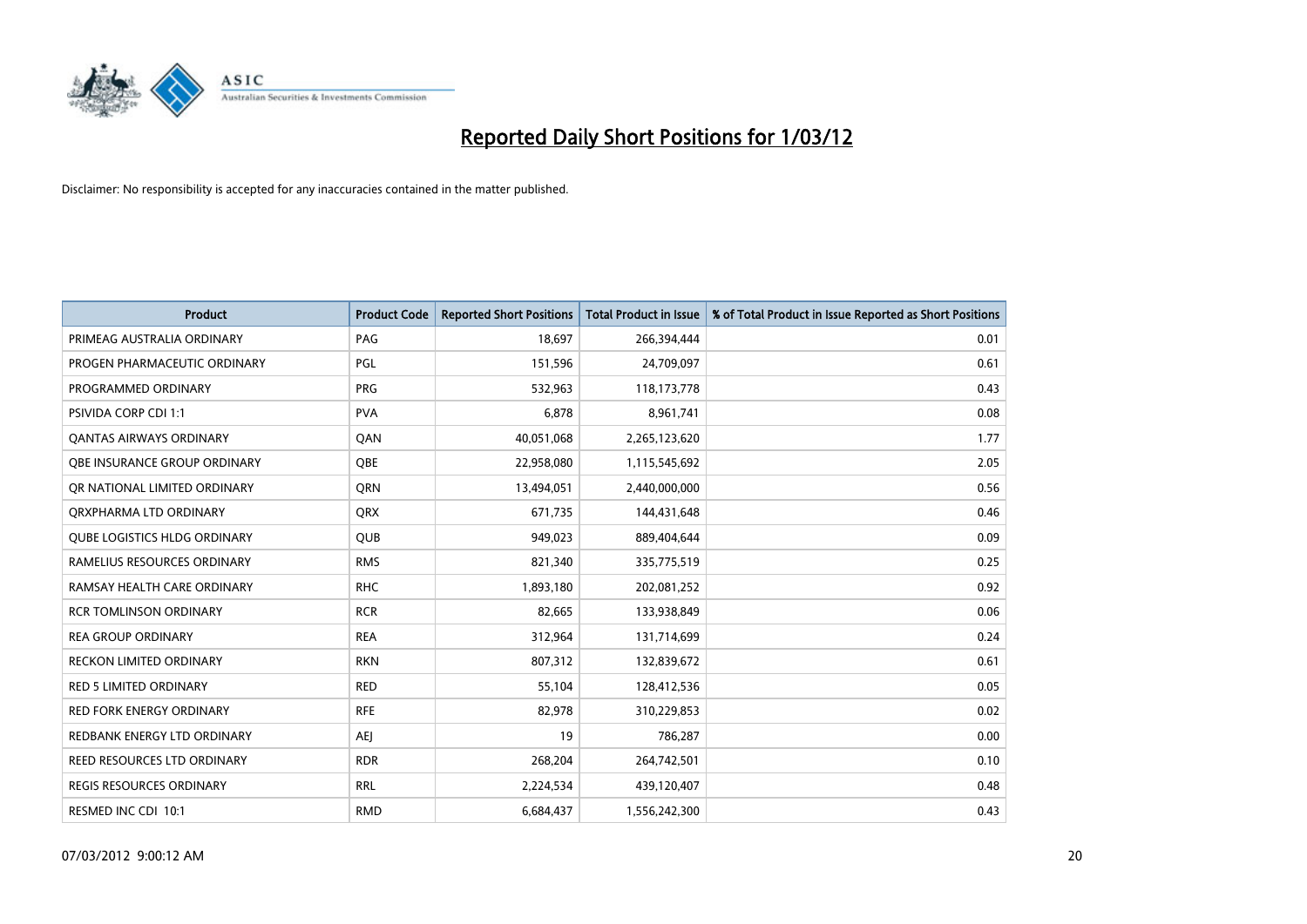# Reported Daily Short Positions for 1/03/12

Disclaimer: No responsibility is accepted for any inaccuracies contained in the matter published.

| Product | Product Code | Reported Short Positions | Total Product in Issue | % of Total Product in Issue Reported as Short Positions |
|---|---|---|---|---|
| PRIMEAG AUSTRALIA ORDINARY | PAG | 18,697 | 266,394,444 | 0.01 |
| PROGEN PHARMACEUTIC ORDINARY | PGL | 151,596 | 24,709,097 | 0.61 |
| PROGRAMMED ORDINARY | PRG | 532,963 | 118,173,778 | 0.43 |
| PSIVIDA CORP CDI 1:1 | PVA | 6,878 | 8,961,741 | 0.08 |
| QANTAS AIRWAYS ORDINARY | QAN | 40,051,068 | 2,265,123,620 | 1.77 |
| QBE INSURANCE GROUP ORDINARY | QBE | 22,958,080 | 1,115,545,692 | 2.05 |
| QR NATIONAL LIMITED ORDINARY | QRN | 13,494,051 | 2,440,000,000 | 0.56 |
| QRXPHARMA LTD ORDINARY | QRX | 671,735 | 144,431,648 | 0.46 |
| QUBE LOGISTICS HLDG ORDINARY | QUB | 949,023 | 889,404,644 | 0.09 |
| RAMELIUS RESOURCES ORDINARY | RMS | 821,340 | 335,775,519 | 0.25 |
| RAMSAY HEALTH CARE ORDINARY | RHC | 1,893,180 | 202,081,252 | 0.92 |
| RCR TOMLINSON ORDINARY | RCR | 82,665 | 133,938,849 | 0.06 |
| REA GROUP ORDINARY | REA | 312,964 | 131,714,699 | 0.24 |
| RECKON LIMITED ORDINARY | RKN | 807,312 | 132,839,672 | 0.61 |
| RED 5 LIMITED ORDINARY | RED | 55,104 | 128,412,536 | 0.05 |
| RED FORK ENERGY ORDINARY | RFE | 82,978 | 310,229,853 | 0.02 |
| REDBANK ENERGY LTD ORDINARY | AEJ | 19 | 786,287 | 0.00 |
| REED RESOURCES LTD ORDINARY | RDR | 268,204 | 264,742,501 | 0.10 |
| REGIS RESOURCES ORDINARY | RRL | 2,224,534 | 439,120,407 | 0.48 |
| RESMED INC CDI 10:1 | RMD | 6,684,437 | 1,556,242,300 | 0.43 |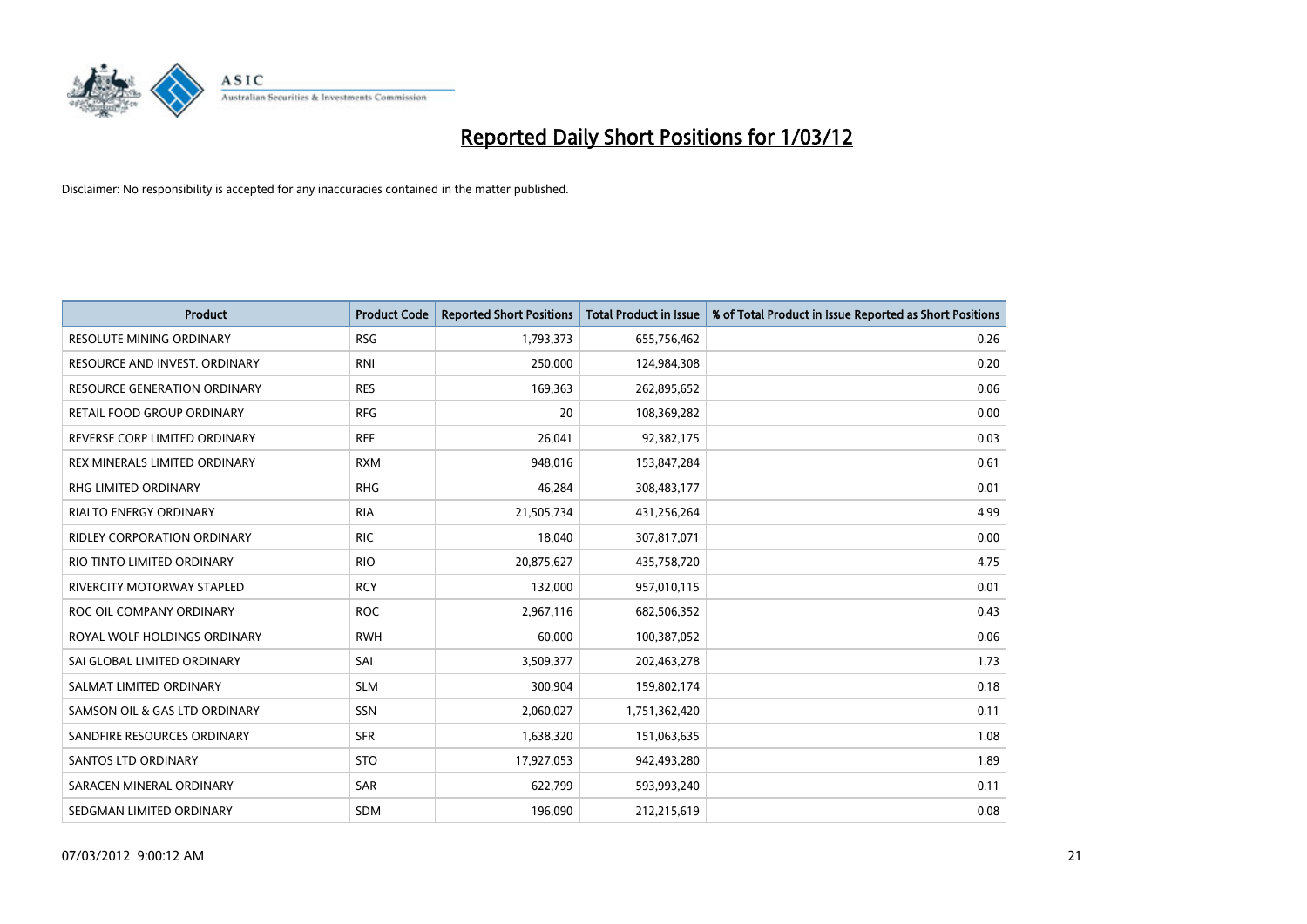# Reported Daily Short Positions for 1/03/12

Disclaimer: No responsibility is accepted for any inaccuracies contained in the matter published.

| Product | Product Code | Reported Short Positions | Total Product in Issue | % of Total Product in Issue Reported as Short Positions |
|---|---|---|---|---|
| RESOLUTE MINING ORDINARY | RSG | 1,793,373 | 655,756,462 | 0.26 |
| RESOURCE AND INVEST. ORDINARY | RNI | 250,000 | 124,984,308 | 0.20 |
| RESOURCE GENERATION ORDINARY | RES | 169,363 | 262,895,652 | 0.06 |
| RETAIL FOOD GROUP ORDINARY | RFG | 20 | 108,369,282 | 0.00 |
| REVERSE CORP LIMITED ORDINARY | REF | 26,041 | 92,382,175 | 0.03 |
| REX MINERALS LIMITED ORDINARY | RXM | 948,016 | 153,847,284 | 0.61 |
| RHG LIMITED ORDINARY | RHG | 46,284 | 308,483,177 | 0.01 |
| RIALTO ENERGY ORDINARY | RIA | 21,505,734 | 431,256,264 | 4.99 |
| RIDLEY CORPORATION ORDINARY | RIC | 18,040 | 307,817,071 | 0.00 |
| RIO TINTO LIMITED ORDINARY | RIO | 20,875,627 | 435,758,720 | 4.75 |
| RIVERCITY MOTORWAY STAPLED | RCY | 132,000 | 957,010,115 | 0.01 |
| ROC OIL COMPANY ORDINARY | ROC | 2,967,116 | 682,506,352 | 0.43 |
| ROYAL WOLF HOLDINGS ORDINARY | RWH | 60,000 | 100,387,052 | 0.06 |
| SAI GLOBAL LIMITED ORDINARY | SAI | 3,509,377 | 202,463,278 | 1.73 |
| SALMAT LIMITED ORDINARY | SLM | 300,904 | 159,802,174 | 0.18 |
| SAMSON OIL & GAS LTD ORDINARY | SSN | 2,060,027 | 1,751,362,420 | 0.11 |
| SANDFIRE RESOURCES ORDINARY | SFR | 1,638,320 | 151,063,635 | 1.08 |
| SANTOS LTD ORDINARY | STO | 17,927,053 | 942,493,280 | 1.89 |
| SARACEN MINERAL ORDINARY | SAR | 622,799 | 593,993,240 | 0.11 |
| SEDGMAN LIMITED ORDINARY | SDM | 196,090 | 212,215,619 | 0.08 |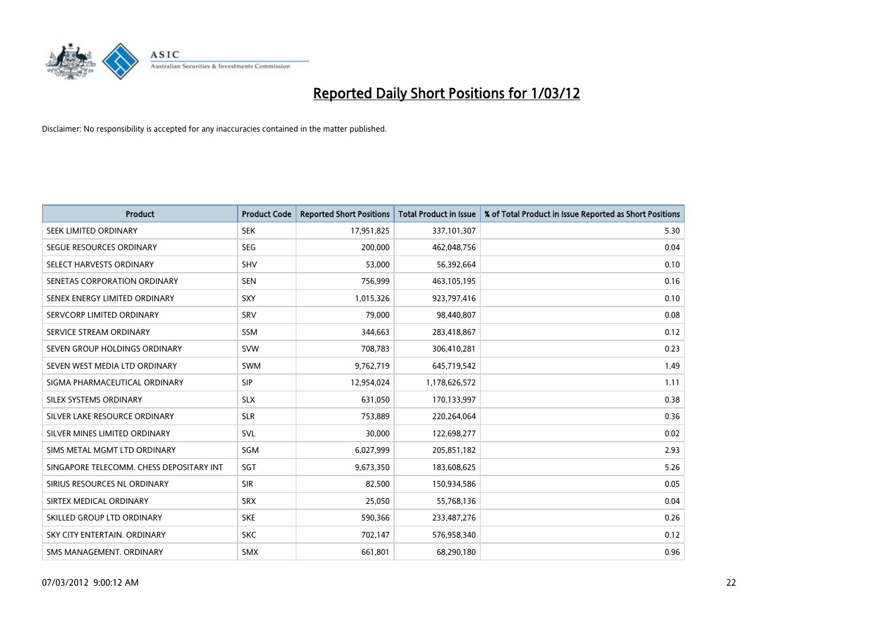# Reported Daily Short Positions for 1/03/12

Disclaimer: No responsibility is accepted for any inaccuracies contained in the matter published.

| Product | Product Code | Reported Short Positions | Total Product in Issue | % of Total Product in Issue Reported as Short Positions |
|---|---|---|---|---|
| SEEK LIMITED ORDINARY | SEK | 17,951,825 | 337,101,307 | 5.30 |
| SEGUE RESOURCES ORDINARY | SEG | 200,000 | 462,048,756 | 0.04 |
| SELECT HARVESTS ORDINARY | SHV | 53,000 | 56,392,664 | 0.10 |
| SENETAS CORPORATION ORDINARY | SEN | 756,999 | 463,105,195 | 0.16 |
| SENEX ENERGY LIMITED ORDINARY | SXY | 1,015,326 | 923,797,416 | 0.10 |
| SERVCORP LIMITED ORDINARY | SRV | 79,000 | 98,440,807 | 0.08 |
| SERVICE STREAM ORDINARY | SSM | 344,663 | 283,418,867 | 0.12 |
| SEVEN GROUP HOLDINGS ORDINARY | SVW | 708,783 | 306,410,281 | 0.23 |
| SEVEN WEST MEDIA LTD ORDINARY | SWM | 9,762,719 | 645,719,542 | 1.49 |
| SIGMA PHARMACEUTICAL ORDINARY | SIP | 12,954,024 | 1,178,626,572 | 1.11 |
| SILEX SYSTEMS ORDINARY | SLX | 631,050 | 170,133,997 | 0.38 |
| SILVER LAKE RESOURCE ORDINARY | SLR | 753,889 | 220,264,064 | 0.36 |
| SILVER MINES LIMITED ORDINARY | SVL | 30,000 | 122,698,277 | 0.02 |
| SIMS METAL MGMT LTD ORDINARY | SGM | 6,027,999 | 205,851,182 | 2.93 |
| SINGAPORE TELECOMM. CHESS DEPOSITARY INT | SGT | 9,673,350 | 183,608,625 | 5.26 |
| SIRIUS RESOURCES NL ORDINARY | SIR | 82,500 | 150,934,586 | 0.05 |
| SIRTEX MEDICAL ORDINARY | SRX | 25,050 | 55,768,136 | 0.04 |
| SKILLED GROUP LTD ORDINARY | SKE | 590,366 | 233,487,276 | 0.26 |
| SKY CITY ENTERTAIN. ORDINARY | SKC | 702,147 | 576,958,340 | 0.12 |
| SMS MANAGEMENT. ORDINARY | SMX | 661,801 | 68,290,180 | 0.96 |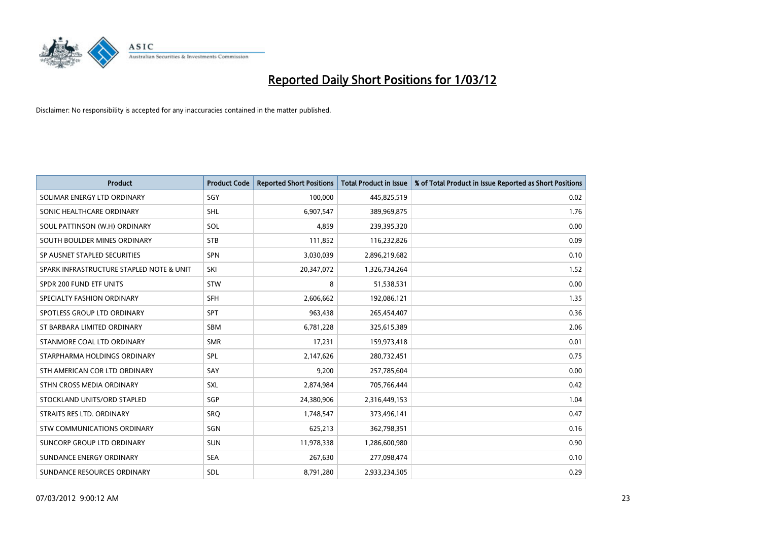# Reported Daily Short Positions for 1/03/12

Disclaimer: No responsibility is accepted for any inaccuracies contained in the matter published.

| Product | Product Code | Reported Short Positions | Total Product in Issue | % of Total Product in Issue Reported as Short Positions |
|---|---|---|---|---|
| SOLIMAR ENERGY LTD ORDINARY | SGY | 100,000 | 445,825,519 | 0.02 |
| SONIC HEALTHCARE ORDINARY | SHL | 6,907,547 | 389,969,875 | 1.76 |
| SOUL PATTINSON (W.H) ORDINARY | SOL | 4,859 | 239,395,320 | 0.00 |
| SOUTH BOULDER MINES ORDINARY | STB | 111,852 | 116,232,826 | 0.09 |
| SP AUSNET STAPLED SECURITIES | SPN | 3,030,039 | 2,896,219,682 | 0.10 |
| SPARK INFRASTRUCTURE STAPLED NOTE & UNIT | SKI | 20,347,072 | 1,326,734,264 | 1.52 |
| SPDR 200 FUND ETF UNITS | STW | 8 | 51,538,531 | 0.00 |
| SPECIALTY FASHION ORDINARY | SFH | 2,606,662 | 192,086,121 | 1.35 |
| SPOTLESS GROUP LTD ORDINARY | SPT | 963,438 | 265,454,407 | 0.36 |
| ST BARBARA LIMITED ORDINARY | SBM | 6,781,228 | 325,615,389 | 2.06 |
| STANMORE COAL LTD ORDINARY | SMR | 17,231 | 159,973,418 | 0.01 |
| STARPHARMA HOLDINGS ORDINARY | SPL | 2,147,626 | 280,732,451 | 0.75 |
| STH AMERICAN COR LTD ORDINARY | SAY | 9,200 | 257,785,604 | 0.00 |
| STHN CROSS MEDIA ORDINARY | SXL | 2,874,984 | 705,766,444 | 0.42 |
| STOCKLAND UNITS/ORD STAPLED | SGP | 24,380,906 | 2,316,449,153 | 1.04 |
| STRAITS RES LTD. ORDINARY | SRQ | 1,748,547 | 373,496,141 | 0.47 |
| STW COMMUNICATIONS ORDINARY | SGN | 625,213 | 362,798,351 | 0.16 |
| SUNCORP GROUP LTD ORDINARY | SUN | 11,978,338 | 1,286,600,980 | 0.90 |
| SUNDANCE ENERGY ORDINARY | SEA | 267,630 | 277,098,474 | 0.10 |
| SUNDANCE RESOURCES ORDINARY | SDL | 8,791,280 | 2,933,234,505 | 0.29 |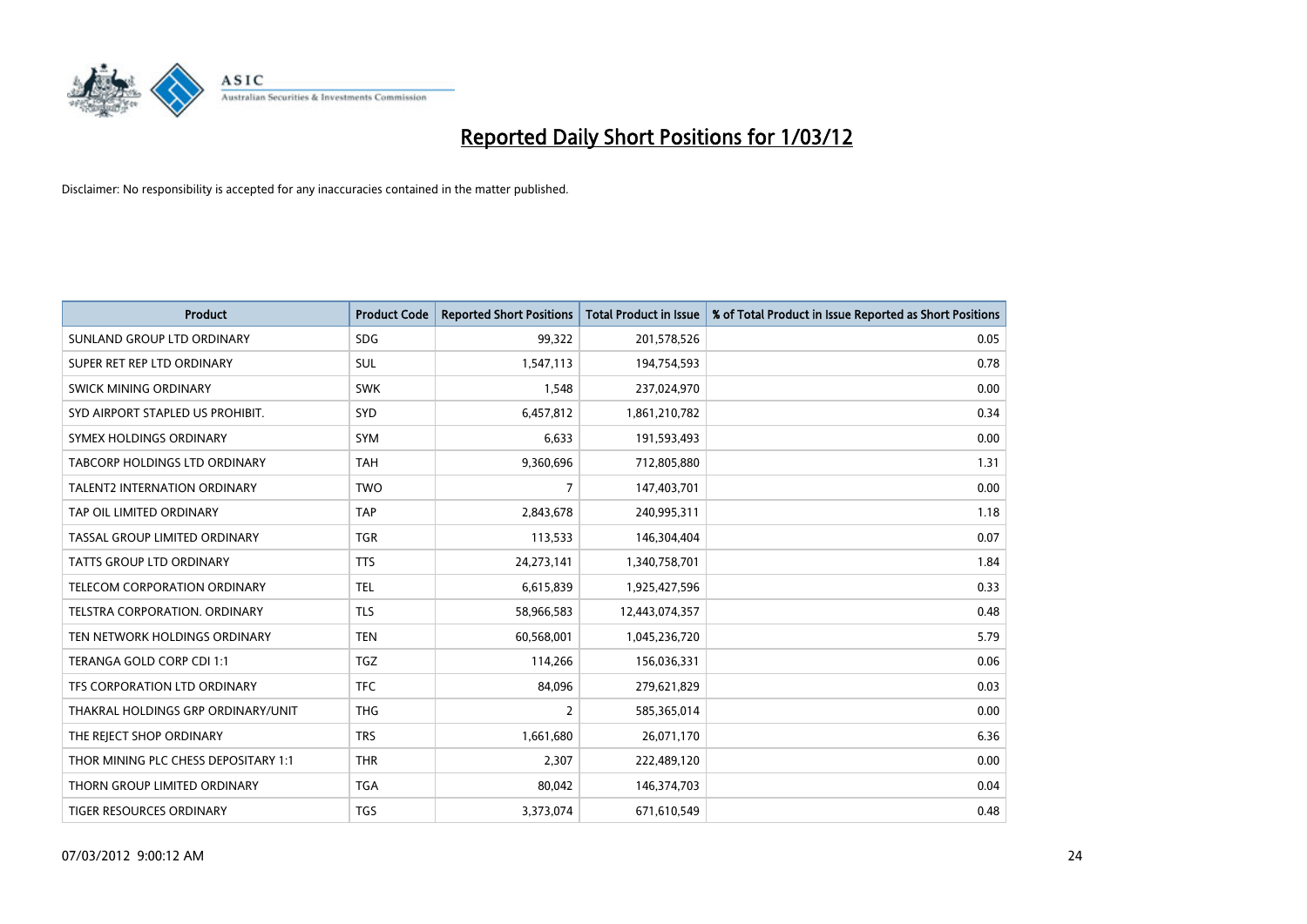# Reported Daily Short Positions for 1/03/12

Disclaimer: No responsibility is accepted for any inaccuracies contained in the matter published.

| Product | Product Code | Reported Short Positions | Total Product in Issue | % of Total Product in Issue Reported as Short Positions |
|---|---|---|---|---|
| SUNLAND GROUP LTD ORDINARY | SDG | 99,322 | 201,578,526 | 0.05 |
| SUPER RET REP LTD ORDINARY | SUL | 1,547,113 | 194,754,593 | 0.78 |
| SWICK MINING ORDINARY | SWK | 1,548 | 237,024,970 | 0.00 |
| SYD AIRPORT STAPLED US PROHIBIT. | SYD | 6,457,812 | 1,861,210,782 | 0.34 |
| SYMEX HOLDINGS ORDINARY | SYM | 6,633 | 191,593,493 | 0.00 |
| TABCORP HOLDINGS LTD ORDINARY | TAH | 9,360,696 | 712,805,880 | 1.31 |
| TALENT2 INTERNATION ORDINARY | TWO | 7 | 147,403,701 | 0.00 |
| TAP OIL LIMITED ORDINARY | TAP | 2,843,678 | 240,995,311 | 1.18 |
| TASSAL GROUP LIMITED ORDINARY | TGR | 113,533 | 146,304,404 | 0.07 |
| TATTS GROUP LTD ORDINARY | TTS | 24,273,141 | 1,340,758,701 | 1.84 |
| TELECOM CORPORATION ORDINARY | TEL | 6,615,839 | 1,925,427,596 | 0.33 |
| TELSTRA CORPORATION. ORDINARY | TLS | 58,966,583 | 12,443,074,357 | 0.48 |
| TEN NETWORK HOLDINGS ORDINARY | TEN | 60,568,001 | 1,045,236,720 | 5.79 |
| TERANGA GOLD CORP CDI 1:1 | TGZ | 114,266 | 156,036,331 | 0.06 |
| TFS CORPORATION LTD ORDINARY | TFC | 84,096 | 279,621,829 | 0.03 |
| THAKRAL HOLDINGS GRP ORDINARY/UNIT | THG | 2 | 585,365,014 | 0.00 |
| THE REJECT SHOP ORDINARY | TRS | 1,661,680 | 26,071,170 | 6.36 |
| THOR MINING PLC CHESS DEPOSITARY 1:1 | THR | 2,307 | 222,489,120 | 0.00 |
| THORN GROUP LIMITED ORDINARY | TGA | 80,042 | 146,374,703 | 0.04 |
| TIGER RESOURCES ORDINARY | TGS | 3,373,074 | 671,610,549 | 0.48 |

07/03/2012 9:00:12 AM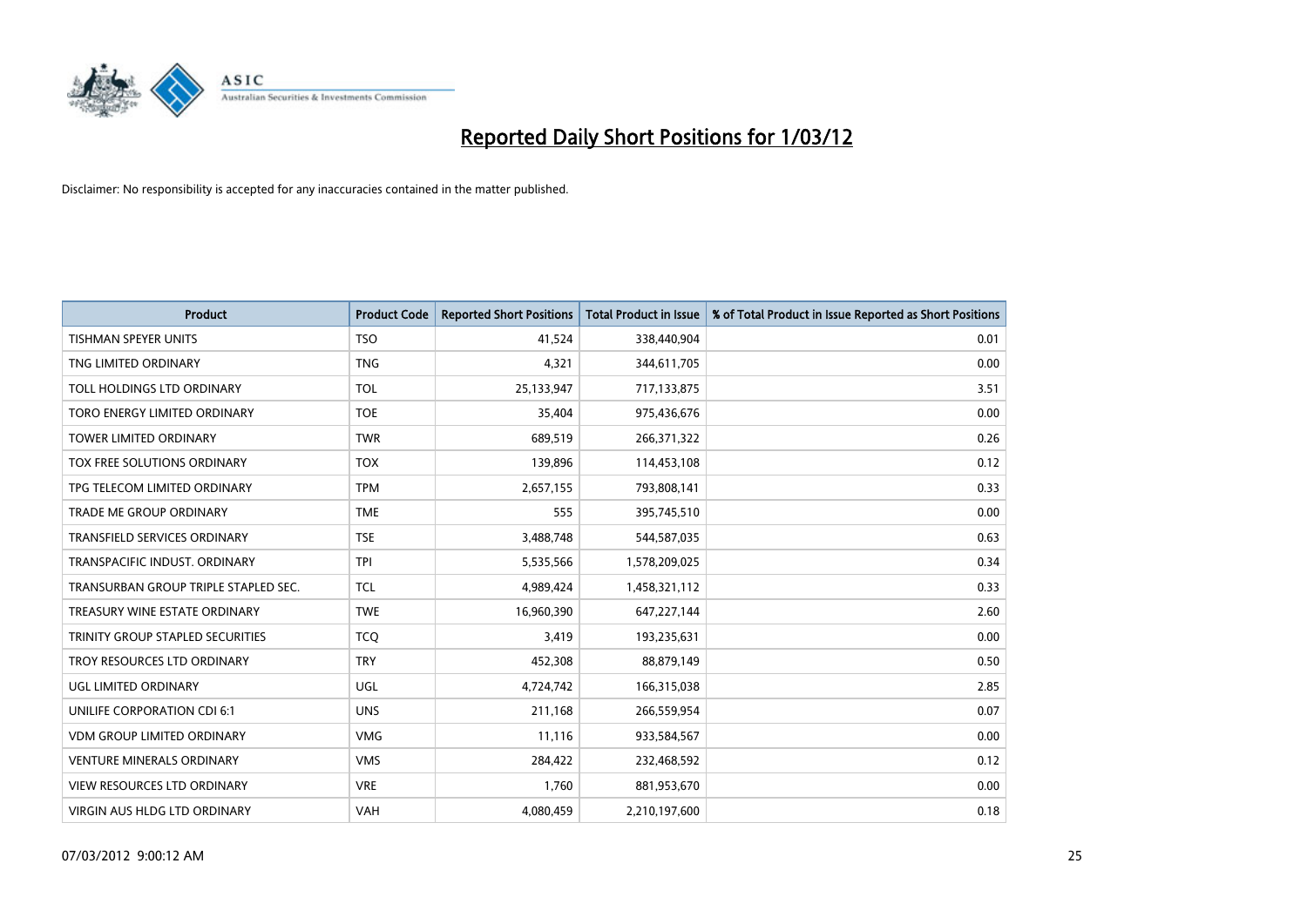# Reported Daily Short Positions for 1/03/12

Disclaimer: No responsibility is accepted for any inaccuracies contained in the matter published.

| Product | Product Code | Reported Short Positions | Total Product in Issue | % of Total Product in Issue Reported as Short Positions |
|---|---|---|---|---|
| TISHMAN SPEYER UNITS | TSO | 41,524 | 338,440,904 | 0.01 |
| TNG LIMITED ORDINARY | TNG | 4,321 | 344,611,705 | 0.00 |
| TOLL HOLDINGS LTD ORDINARY | TOL | 25,133,947 | 717,133,875 | 3.51 |
| TORO ENERGY LIMITED ORDINARY | TOE | 35,404 | 975,436,676 | 0.00 |
| TOWER LIMITED ORDINARY | TWR | 689,519 | 266,371,322 | 0.26 |
| TOX FREE SOLUTIONS ORDINARY | TOX | 139,896 | 114,453,108 | 0.12 |
| TPG TELECOM LIMITED ORDINARY | TPM | 2,657,155 | 793,808,141 | 0.33 |
| TRADE ME GROUP ORDINARY | TME | 555 | 395,745,510 | 0.00 |
| TRANSFIELD SERVICES ORDINARY | TSE | 3,488,748 | 544,587,035 | 0.63 |
| TRANSPACIFIC INDUST. ORDINARY | TPI | 5,535,566 | 1,578,209,025 | 0.34 |
| TRANSURBAN GROUP TRIPLE STAPLED SEC. | TCL | 4,989,424 | 1,458,321,112 | 0.33 |
| TREASURY WINE ESTATE ORDINARY | TWE | 16,960,390 | 647,227,144 | 2.60 |
| TRINITY GROUP STAPLED SECURITIES | TCQ | 3,419 | 193,235,631 | 0.00 |
| TROY RESOURCES LTD ORDINARY | TRY | 452,308 | 88,879,149 | 0.50 |
| UGL LIMITED ORDINARY | UGL | 4,724,742 | 166,315,038 | 2.85 |
| UNILIFE CORPORATION CDI 6:1 | UNS | 211,168 | 266,559,954 | 0.07 |
| VDM GROUP LIMITED ORDINARY | VMG | 11,116 | 933,584,567 | 0.00 |
| VENTURE MINERALS ORDINARY | VMS | 284,422 | 232,468,592 | 0.12 |
| VIEW RESOURCES LTD ORDINARY | VRE | 1,760 | 881,953,670 | 0.00 |
| VIRGIN AUS HLDG LTD ORDINARY | VAH | 4,080,459 | 2,210,197,600 | 0.18 |

07/03/2012 9:00:12 AM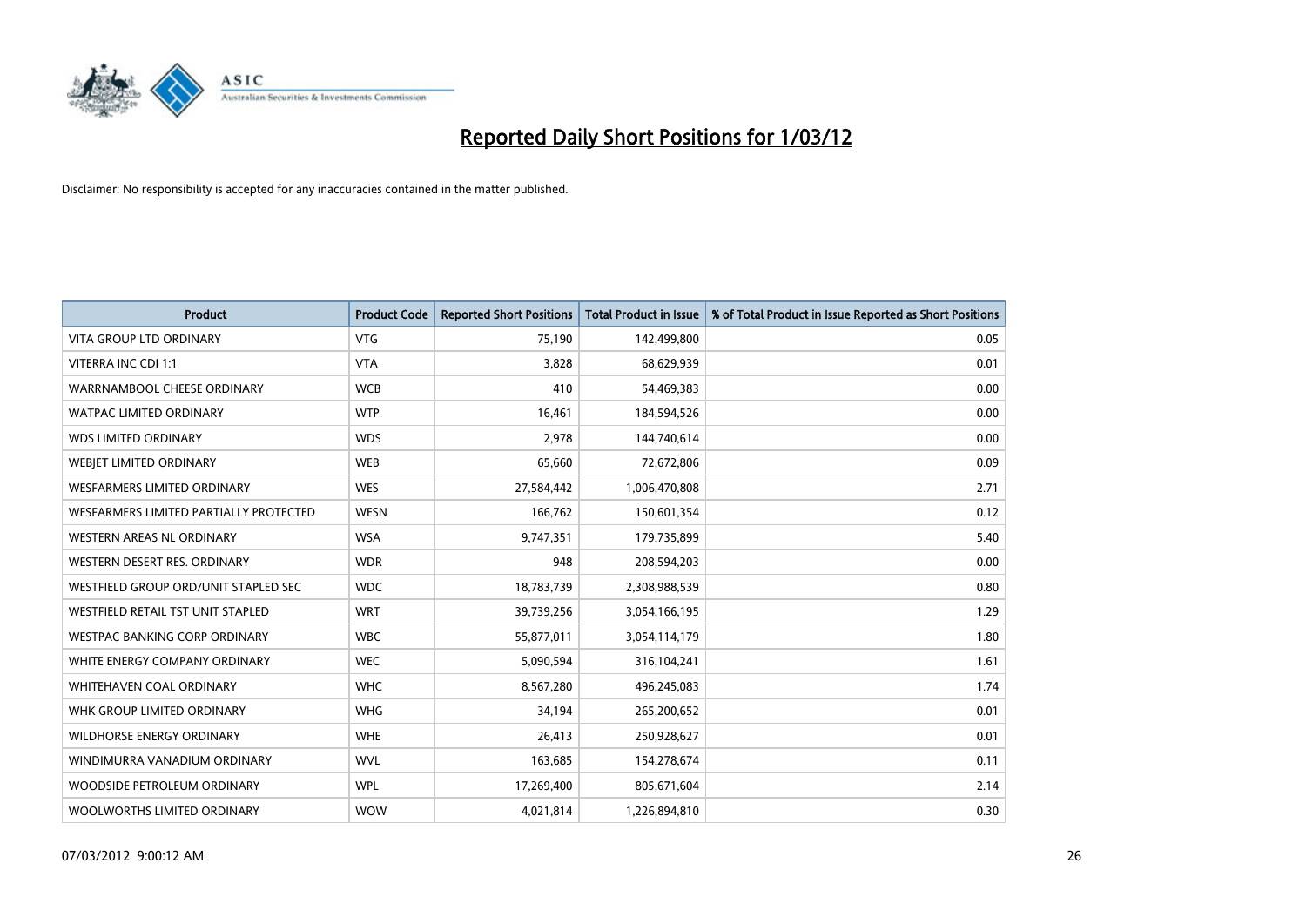# Reported Daily Short Positions for 1/03/12

Disclaimer: No responsibility is accepted for any inaccuracies contained in the matter published.

| Product | Product Code | Reported Short Positions | Total Product in Issue | % of Total Product in Issue Reported as Short Positions |
|---|---|---|---|---|
| VITA GROUP LTD ORDINARY | VTG | 75,190 | 142,499,800 | 0.05 |
| VITERRA INC CDI 1:1 | VTA | 3,828 | 68,629,939 | 0.01 |
| WARRNAMBOOL CHEESE ORDINARY | WCB | 410 | 54,469,383 | 0.00 |
| WATPAC LIMITED ORDINARY | WTP | 16,461 | 184,594,526 | 0.00 |
| WDS LIMITED ORDINARY | WDS | 2,978 | 144,740,614 | 0.00 |
| WEBJET LIMITED ORDINARY | WEB | 65,660 | 72,672,806 | 0.09 |
| WESFARMERS LIMITED ORDINARY | WES | 27,584,442 | 1,006,470,808 | 2.71 |
| WESFARMERS LIMITED PARTIALLY PROTECTED | WESN | 166,762 | 150,601,354 | 0.12 |
| WESTERN AREAS NL ORDINARY | WSA | 9,747,351 | 179,735,899 | 5.40 |
| WESTERN DESERT RES. ORDINARY | WDR | 948 | 208,594,203 | 0.00 |
| WESTFIELD GROUP ORD/UNIT STAPLED SEC | WDC | 18,783,739 | 2,308,988,539 | 0.80 |
| WESTFIELD RETAIL TST UNIT STAPLED | WRT | 39,739,256 | 3,054,166,195 | 1.29 |
| WESTPAC BANKING CORP ORDINARY | WBC | 55,877,011 | 3,054,114,179 | 1.80 |
| WHITE ENERGY COMPANY ORDINARY | WEC | 5,090,594 | 316,104,241 | 1.61 |
| WHITEHAVEN COAL ORDINARY | WHC | 8,567,280 | 496,245,083 | 1.74 |
| WHK GROUP LIMITED ORDINARY | WHG | 34,194 | 265,200,652 | 0.01 |
| WILDHORSE ENERGY ORDINARY | WHE | 26,413 | 250,928,627 | 0.01 |
| WINDIMURRA VANADIUM ORDINARY | WVL | 163,685 | 154,278,674 | 0.11 |
| WOODSIDE PETROLEUM ORDINARY | WPL | 17,269,400 | 805,671,604 | 2.14 |
| WOOLWORTHS LIMITED ORDINARY | WOW | 4,021,814 | 1,226,894,810 | 0.30 |

07/03/2012 9:00:12 AM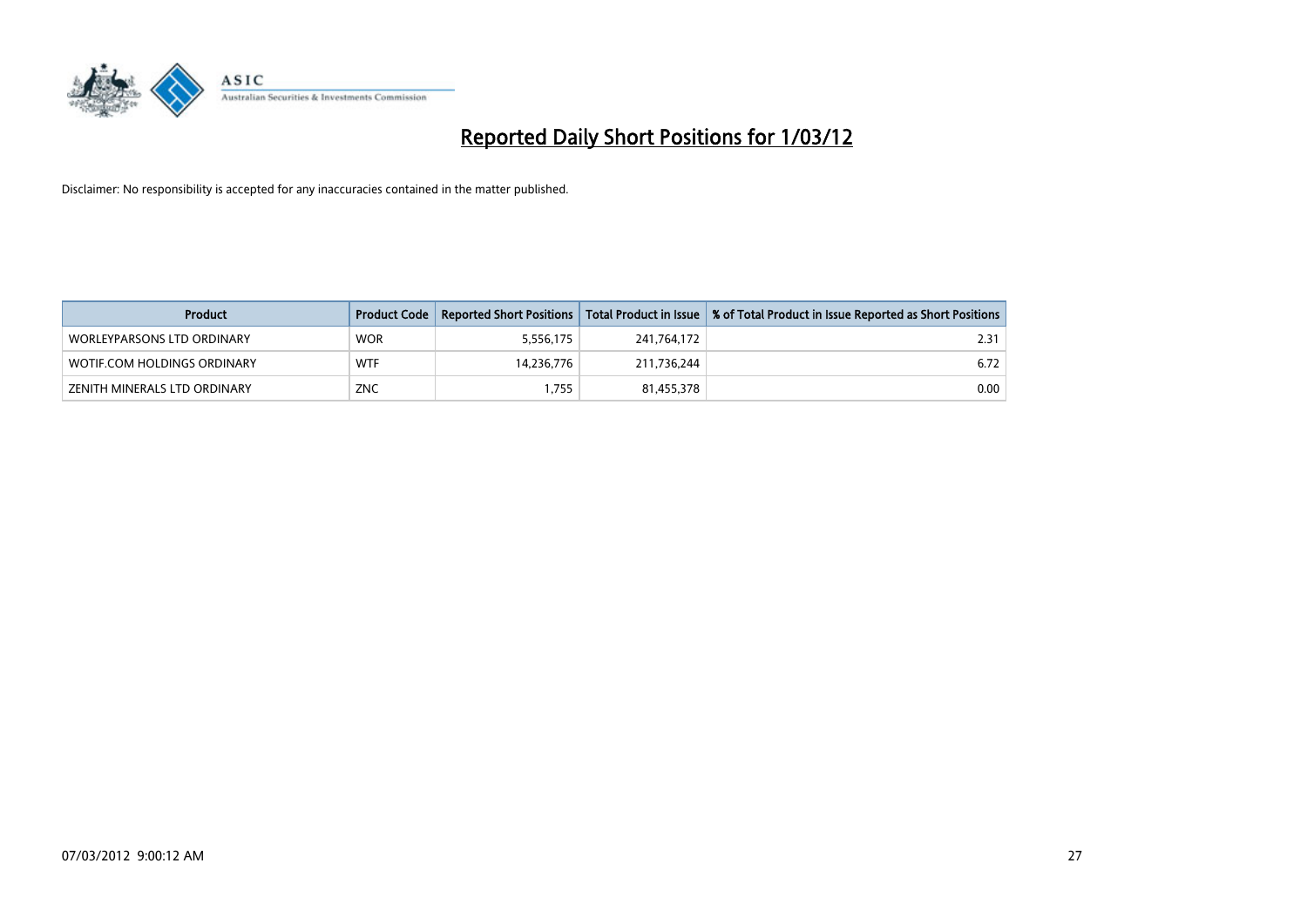# Reported Daily Short Positions for 1/03/12

Disclaimer: No responsibility is accepted for any inaccuracies contained in the matter published.

| Product | Product Code | Reported Short Positions | Total Product in Issue | % of Total Product in Issue Reported as Short Positions |
|---|---|---|---|---|
| WORLEYPARSONS LTD ORDINARY | WOR | 5,556,175 | 241,764,172 | 2.31 |
| WOTIF.COM HOLDINGS ORDINARY | WTF | 14,236,776 | 211,736,244 | 6.72 |
| ZENITH MINERALS LTD ORDINARY | ZNC | 1,755 | 81,455,378 | 0.00 |